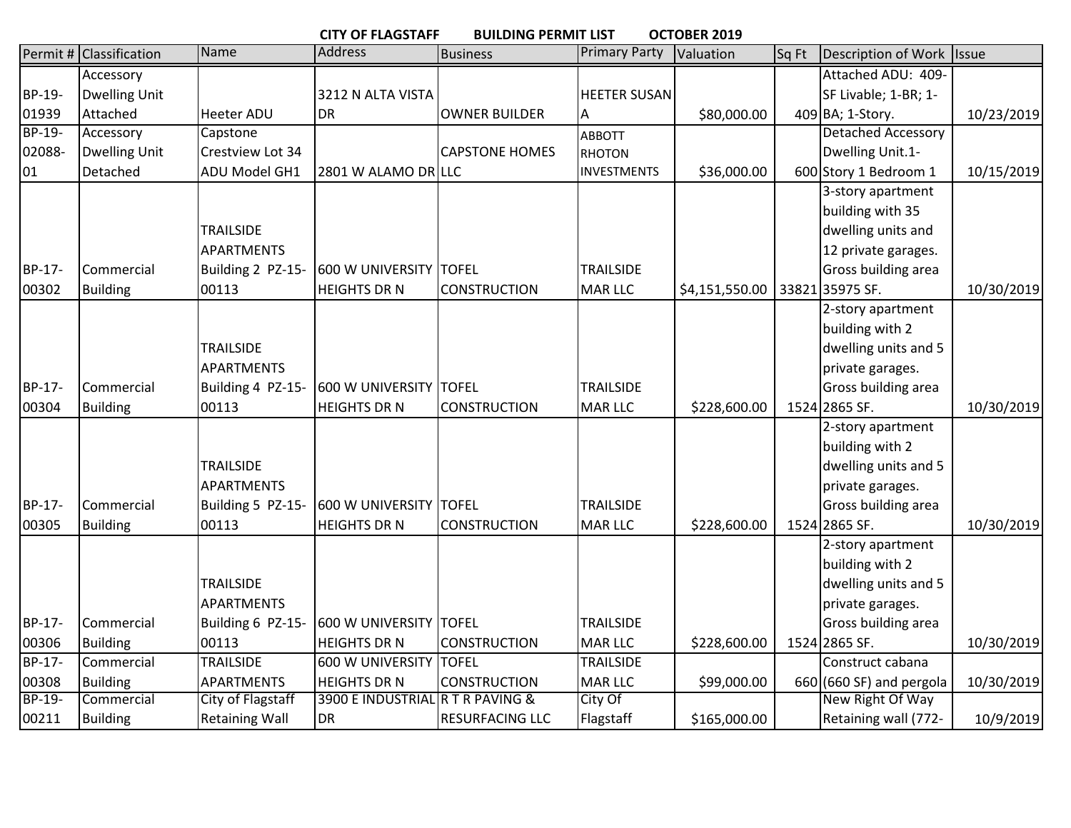# CITY OF FLAGSTAFF BUILDING PERMIT LIST OCTOBER 2019

| Permit # | Classification | Name | Address | Business | Primary Party | Valuation | Sq Ft | Description of Work | Issue |
|---|---|---|---|---|---|---|---|---|---|
| BP-19-01939 | Accessory Dwelling Unit Attached | Heeter ADU | 3212 N ALTA VISTA DR | OWNER BUILDER | HEETER SUSAN A | $80,000.00 | 409 | Attached ADU: 409-SF Livable; 1-BR; 1-BA; 1-Story. | 10/23/2019 |
| BP-19-02088-01 | Accessory Dwelling Unit Detached | Capstone Crestview Lot 34 ADU Model GH1 | 2801 W ALAMO DR | CAPSTONE HOMES LLC | ABBOTT RHOTON INVESTMENTS | $36,000.00 | 600 | Detached Accessory Dwelling Unit.1-Story 1 Bedroom 1 | 10/15/2019 |
| BP-17-00302 | Commercial Building | TRAILSIDE APARTMENTS Building 2 PZ-15-00113 | 600 W UNIVERSITY HEIGHTS DR N | TOFEL CONSTRUCTION | TRAILSIDE MAR LLC | $4,151,550.00 | 33821 | 3-story apartment building with 35 dwelling units and 12 private garages. Gross building area 35975 SF. | 10/30/2019 |
| BP-17-00304 | Commercial Building | TRAILSIDE APARTMENTS Building 4 PZ-15-00113 | 600 W UNIVERSITY HEIGHTS DR N | TOFEL CONSTRUCTION | TRAILSIDE MAR LLC | $228,600.00 | 1524 | 2-story apartment building with 2 dwelling units and 5 private garages. Gross building area 2865 SF. | 10/30/2019 |
| BP-17-00305 | Commercial Building | TRAILSIDE APARTMENTS Building 5 PZ-15-00113 | 600 W UNIVERSITY HEIGHTS DR N | TOFEL CONSTRUCTION | TRAILSIDE MAR LLC | $228,600.00 | 1524 | 2-story apartment building with 2 dwelling units and 5 private garages. Gross building area 2865 SF. | 10/30/2019 |
| BP-17-00306 | Commercial Building | TRAILSIDE APARTMENTS Building 6 PZ-15-00113 | 600 W UNIVERSITY HEIGHTS DR N | TOFEL CONSTRUCTION | TRAILSIDE MAR LLC | $228,600.00 | 1524 | 2-story apartment building with 2 dwelling units and 5 private garages. Gross building area 2865 SF. | 10/30/2019 |
| BP-17-00308 | Commercial Building | TRAILSIDE APARTMENTS | 600 W UNIVERSITY HEIGHTS DR N | TOFEL CONSTRUCTION | TRAILSIDE MAR LLC | $99,000.00 | 660 | Construct cabana (660 SF) and pergola | 10/30/2019 |
| BP-19-00211 | Commercial Building | City of Flagstaff Retaining Wall | 3900 E INDUSTRIAL DR | R T R PAVING & RESURFACING LLC | City Of Flagstaff | $165,000.00 | | New Right Of Way Retaining wall (772- | 10/9/2019 |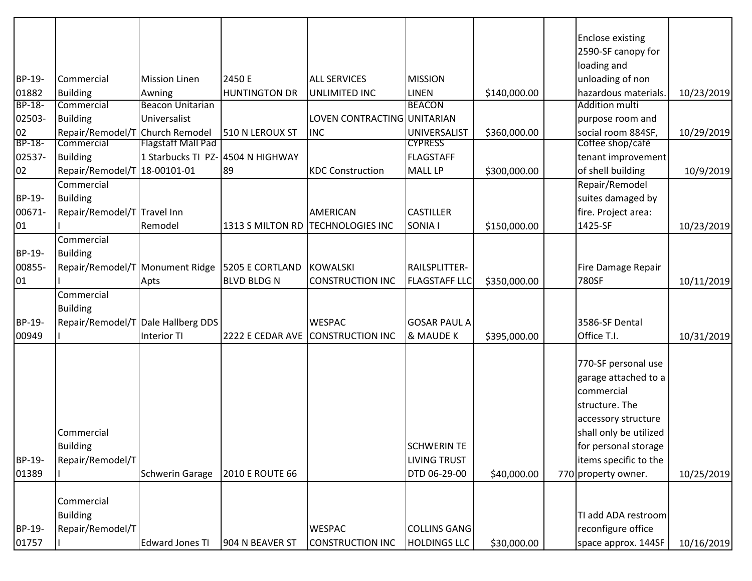| | | | | | | | | | |
|---|---|---|---|---|---|---|---|---|---|
| BP-19-01882 | Commercial Building | Mission Linen Awning | 2450 E HUNTINGTON DR | ALL SERVICES UNLIMITED INC | MISSION LINEN | $140,000.00 | | Enclose existing 2590-SF canopy for loading and unloading of non hazardous materials. | 10/23/2019 |
| BP-18-02503-02 | Commercial Building Repair/Remodel/T | Beacon Unitarian Universalist Church Remodel | 510 N LEROUX ST | LOVEN CONTRACTING INC | BEACON UNITARIAN UNIVERSALIST | $360,000.00 | | Addition multi purpose room and social room 884SF, | 10/29/2019 |
| BP-18-02537-02 | Commercial Building Repair/Remodel/T | Flagstaff Mall Pad 1 Starbucks TI PZ-18-00101-01 | 4504 N HIGHWAY 89 | KDC Construction | CYPRESS FLAGSTAFF MALL LP | $300,000.00 | | Coffee shop/café tenant improvement of shell building | 10/9/2019 |
| BP-19-00671-01 | Commercial Building Repair/Remodel/TI | Travel Inn Remodel | 1313 S MILTON RD | AMERICAN TECHNOLOGIES INC | CASTILLER SONIA I | $150,000.00 | | Repair/Remodel suites damaged by fire. Project area: 1425-SF | 10/23/2019 |
| BP-19-00855-01 | Commercial Building Repair/Remodel/TI | Monument Ridge Apts | 5205 E CORTLAND BLVD BLDG N | KOWALSKI CONSTRUCTION INC | RAILSPLITTER-FLAGSTAFF LLC | $350,000.00 | | Fire Damage Repair 780SF | 10/11/2019 |
| BP-19-00949 | Commercial Building Repair/Remodel/TI | Dale Hallberg DDS Interior TI | 2222 E CEDAR AVE | WESPAC CONSTRUCTION INC | GOSAR PAUL A & MAUDE K | $395,000.00 | | 3586-SF Dental Office T.I. | 10/31/2019 |
| BP-19-01389 | Commercial Building Repair/Remodel/TI | Schwerin Garage | 2010 E ROUTE 66 | | SCHWERIN TE LIVING TRUST DTD 06-29-00 | $40,000.00 | 770 | 770-SF personal use garage attached to a commercial structure. The accessory structure shall only be utilized for personal storage items specific to the property owner. | 10/25/2019 |
| BP-19-01757 | Commercial Building Repair/Remodel/TI | Edward Jones TI | 904 N BEAVER ST | WESPAC CONSTRUCTION INC | COLLINS GANG HOLDINGS LLC | $30,000.00 | | TI add ADA restroom reconfigure office space approx. 144SF | 10/16/2019 |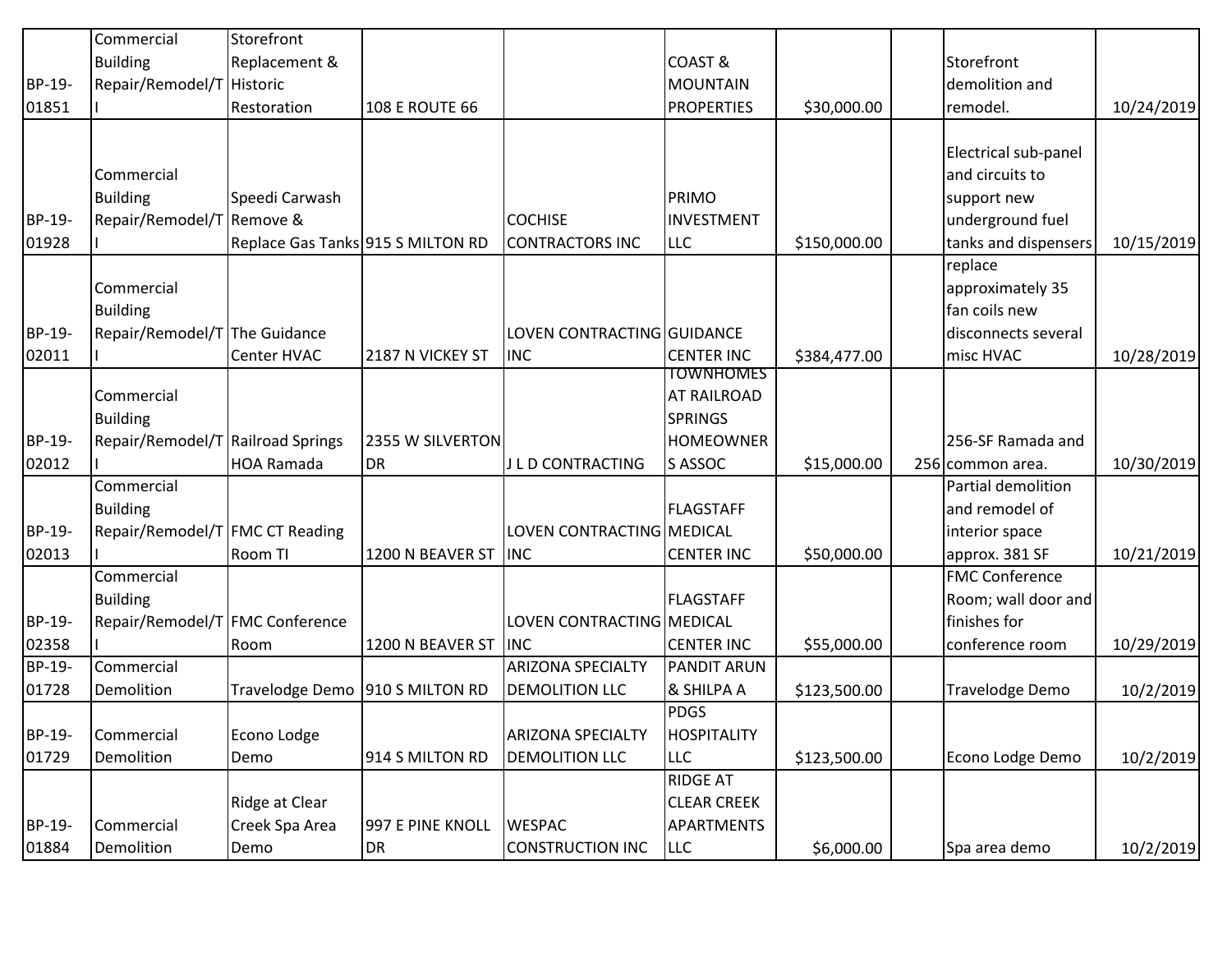| | | | | | | | | | |
|---|---|---|---|---|---|---|---|---|---|
| BP-19-01851 | Commercial Building Repair/Remodel/TI | Storefront Replacement & Historic Restoration | 108 E ROUTE 66 | | COAST & MOUNTAIN PROPERTIES | $30,000.00 | | Storefront demolition and remodel. | 10/24/2019 |
| BP-19-01928 | Commercial Building Repair/Remodel/TI | Speedi Carwash Remove & Replace Gas Tanks | 915 S MILTON RD | COCHISE CONTRACTORS INC | PRIMO INVESTMENT LLC | $150,000.00 | | Electrical sub-panel and circuits to support new underground fuel tanks and dispensers | 10/15/2019 |
| BP-19-02011 | Commercial Building Repair/Remodel/TI | The Guidance Center HVAC | 2187 N VICKEY ST | LOVEN CONTRACTING INC | GUIDANCE CENTER INC | $384,477.00 | | replace approximately 35 fan coils new disconnects several misc HVAC | 10/28/2019 |
| BP-19-02012 | Commercial Building Repair/Remodel/TI | Railroad Springs HOA Ramada | 2355 W SILVERTON DR | J L D CONTRACTING | TOWNHOMES AT RAILROAD SPRINGS HOMEOWNERS ASSOC | $15,000.00 | 256 | 256-SF Ramada and common area. | 10/30/2019 |
| BP-19-02013 | Commercial Building Repair/Remodel/TI | FMC CT Reading Room TI | 1200 N BEAVER ST | LOVEN CONTRACTING INC | FLAGSTAFF MEDICAL CENTER INC | $50,000.00 | | Partial demolition and remodel of interior space approx. 381 SF | 10/21/2019 |
| BP-19-02358 | Commercial Building Repair/Remodel/TI | FMC Conference Room | 1200 N BEAVER ST | LOVEN CONTRACTING INC | FLAGSTAFF MEDICAL CENTER INC | $55,000.00 | | FMC Conference Room; wall door and finishes for conference room | 10/29/2019 |
| BP-19-01728 | Commercial Demolition | Travelodge Demo | 910 S MILTON RD | ARIZONA SPECIALTY DEMOLITION LLC | PANDIT ARUN & SHILPA A | $123,500.00 | | Travelodge Demo | 10/2/2019 |
| BP-19-01729 | Commercial Demolition | Econo Lodge Demo | 914 S MILTON RD | ARIZONA SPECIALTY DEMOLITION LLC | PDGS HOSPITALITY LLC | $123,500.00 | | Econo Lodge Demo | 10/2/2019 |
| BP-19-01884 | Commercial Demolition | Ridge at Clear Creek Spa Area Demo | 997 E PINE KNOLL DR | WESPAC CONSTRUCTION INC | RIDGE AT CLEAR CREEK APARTMENTS LLC | $6,000.00 | | Spa area demo | 10/2/2019 |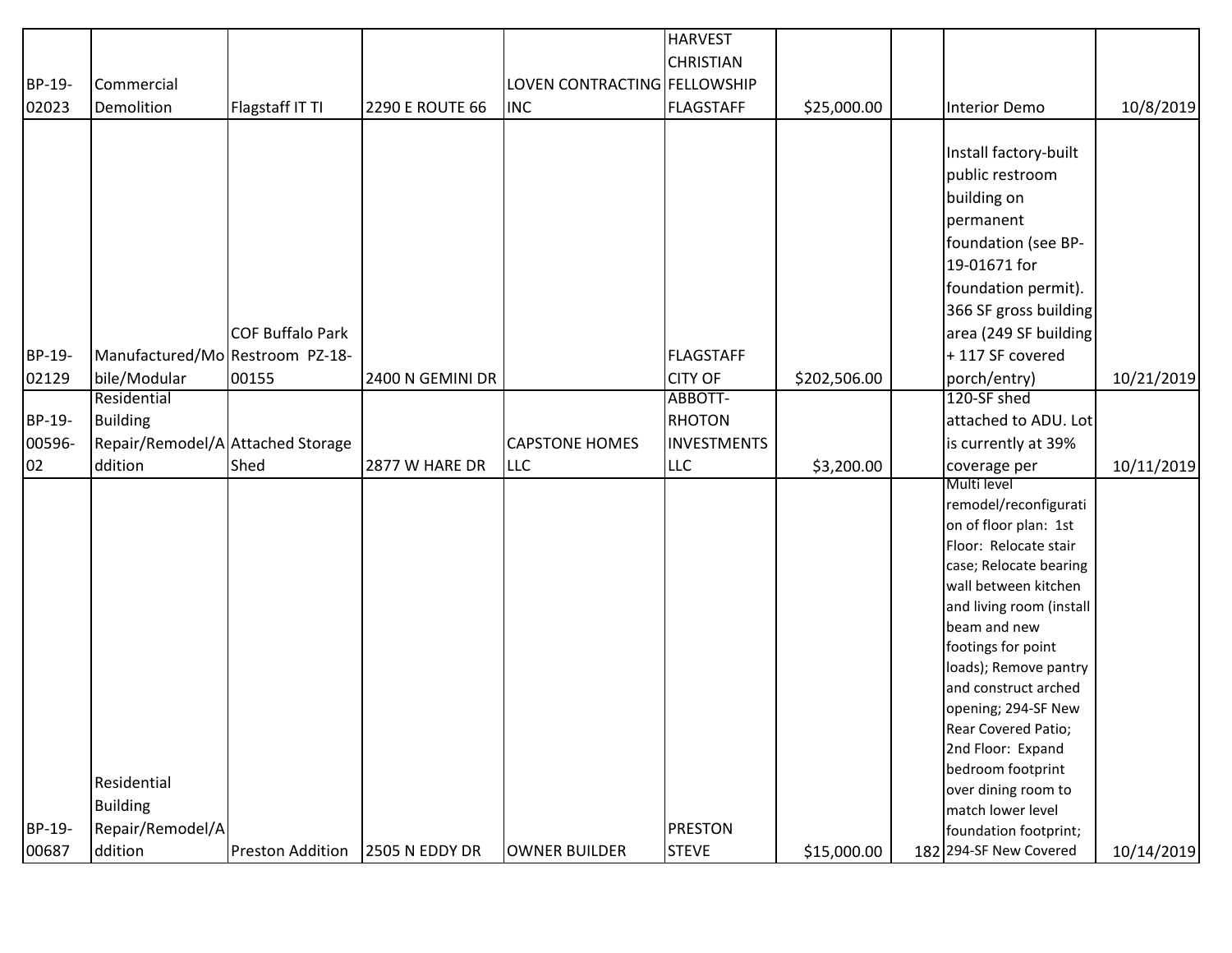| | | | | | | | | | |
|---|---|---|---|---|---|---|---|---|---|
| BP-19-02023 | Commercial Demolition | Flagstaff IT TI | 2290 E ROUTE 66 | LOVEN CONTRACTING INC | HARVEST CHRISTIAN FELLOWSHIP FLAGSTAFF | $25,000.00 | | Interior Demo | 10/8/2019 |
| BP-19-02129 | Manufactured/Mobile/Modular | COF Buffalo Park Restroom PZ-18-00155 | 2400 N GEMINI DR | | FLAGSTAFF CITY OF | $202,506.00 | | Install factory-built public restroom building on permanent foundation (see BP-19-01671 for foundation permit). 366 SF gross building area (249 SF building + 117 SF covered porch/entry) | 10/21/2019 |
| BP-19-00596-02 | Residential Building Repair/Remodel/Addition | Attached Storage Shed | 2877 W HARE DR | CAPSTONE HOMES LLC | ABBOTT-RHOTON INVESTMENTS LLC | $3,200.00 | | 120-SF shed attached to ADU. Lot is currently at 39% coverage per | 10/11/2019 |
| BP-19-00687 | Residential Building Repair/Remodel/Addition | Preston Addition | 2505 N EDDY DR | OWNER BUILDER | PRESTON STEVE | $15,000.00 | 182 | Multi level remodel/reconfiguration of floor plan: 1st Floor: Relocate stair case; Relocate bearing wall between kitchen and living room (install beam and new footings for point loads); Remove pantry and construct arched opening; 294-SF New Rear Covered Patio; 2nd Floor: Expand bedroom footprint over dining room to match lower level foundation footprint; 294-SF New Covered | 10/14/2019 |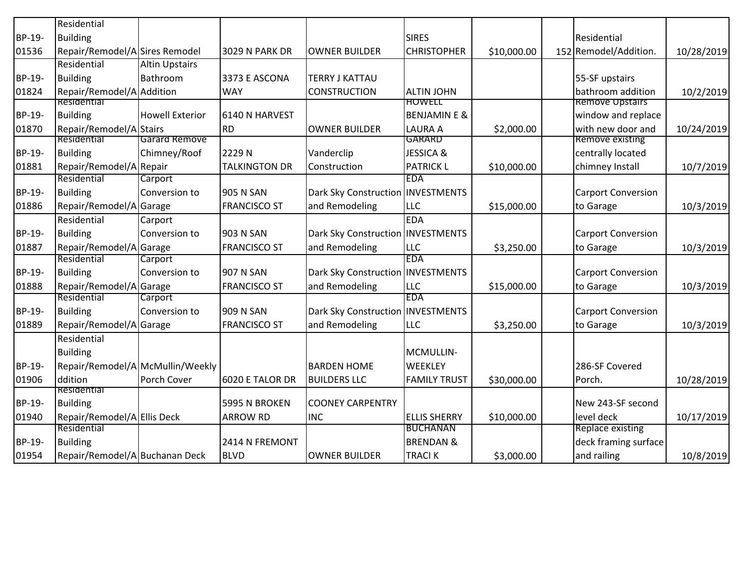| | | | | | | | | | |
|---|---|---|---|---|---|---|---|---|---|
| BP-19-01536 | Residential Building Repair/Remodel/A | Sires Remodel | 3029 N PARK DR | OWNER BUILDER | SIRES CHRISTOPHER | $10,000.00 | 152 | Residential Remodel/Addition. | 10/28/2019 |
| BP-19-01824 | Residential Building Repair/Remodel/A | Altin Upstairs Bathroom Addition | 3373 E ASCONA WAY | TERRY J KATTAU CONSTRUCTION | ALTIN JOHN | | | 55-SF upstairs bathroom addition | 10/2/2019 |
| BP-19-01870 | Residential Building Repair/Remodel/A | Howell Exterior Stairs | 6140 N HARVEST RD | OWNER BUILDER | HOWELL BENJAMIN E & LAURA A | $2,000.00 | | Remove Upstairs window and replace with new door and | 10/24/2019 |
| BP-19-01881 | Residential Building Repair/Remodel/A | Garard Remove Chimney/Roof Repair | 2229 N TALKINGTON DR | Vanderclip Construction | GARARD JESSICA & PATRICK L | $10,000.00 | | Remove existing centrally located chimney Install | 10/7/2019 |
| BP-19-01886 | Residential Building Repair/Remodel/A | Carport Conversion to Garage | 905 N SAN FRANCISCO ST | Dark Sky Construction and Remodeling | EDA INVESTMENTS LLC | $15,000.00 | | Carport Conversion to Garage | 10/3/2019 |
| BP-19-01887 | Residential Building Repair/Remodel/A | Carport Conversion to Garage | 903 N SAN FRANCISCO ST | Dark Sky Construction and Remodeling | EDA INVESTMENTS LLC | $3,250.00 | | Carport Conversion to Garage | 10/3/2019 |
| BP-19-01888 | Residential Building Repair/Remodel/A | Carport Conversion to Garage | 907 N SAN FRANCISCO ST | Dark Sky Construction and Remodeling | EDA INVESTMENTS LLC | $15,000.00 | | Carport Conversion to Garage | 10/3/2019 |
| BP-19-01889 | Residential Building Repair/Remodel/A | Carport Conversion to Garage | 909 N SAN FRANCISCO ST | Dark Sky Construction and Remodeling | EDA INVESTMENTS LLC | $3,250.00 | | Carport Conversion to Garage | 10/3/2019 |
| BP-19-01906 | Residential Building Repair/Remodel/Addition | McMullin/Weekly Porch Cover | 6020 E TALOR DR | BARDEN HOME BUILDERS LLC | MCMULLIN-WEEKLEY FAMILY TRUST | $30,000.00 | | 286-SF Covered Porch. | 10/28/2019 |
| BP-19-01940 | Residential Building Repair/Remodel/A | Ellis Deck | 5995 N BROKEN ARROW RD | COONEY CARPENTRY INC | ELLIS SHERRY | $10,000.00 | | New 243-SF second level deck | 10/17/2019 |
| BP-19-01954 | Residential Building Repair/Remodel/A | Buchanan Deck | 2414 N FREMONT BLVD | OWNER BUILDER | BUCHANAN BRENDAN & TRACI K | $3,000.00 | | Replace existing deck framing surface and railing | 10/8/2019 |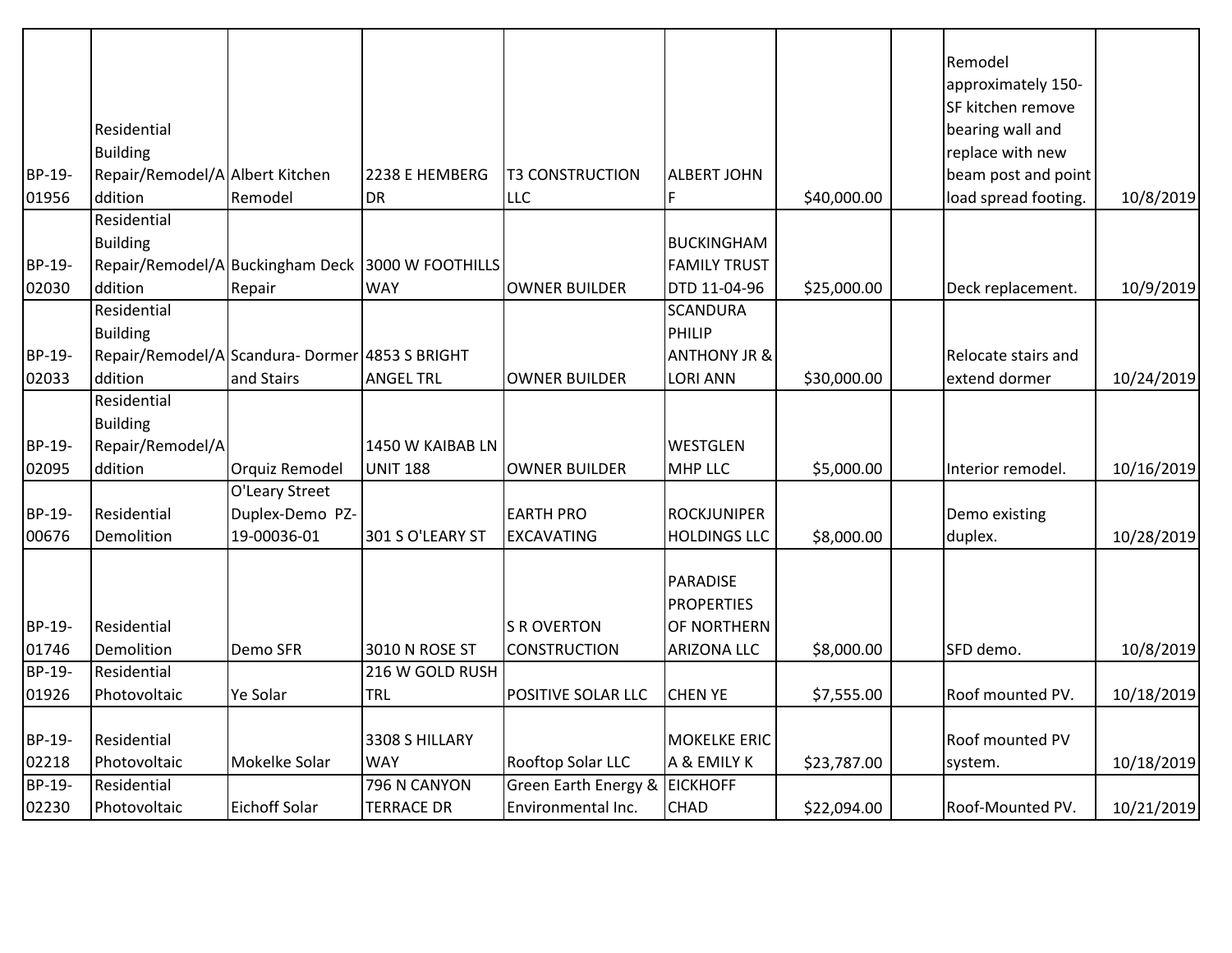| BP-19-01956 | Residential Building Repair/Remodel/Addition | Albert Kitchen Remodel | 2238 E HEMBERG DR | T3 CONSTRUCTION LLC | ALBERT JOHN F | $40,000.00 | | Remodel approximately 150-SF kitchen remove bearing wall and replace with new beam post and point load spread footing. | 10/8/2019 |
|---|---|---|---|---|---|---|---|---|---|
| BP-19-02030 | Residential Building Repair/Remodel/Addition | Buckingham Deck Repair | 3000 W FOOTHILLS WAY | OWNER BUILDER | BUCKINGHAM FAMILY TRUST DTD 11-04-96 | $25,000.00 | | Deck replacement. | 10/9/2019 |
| BP-19-02033 | Residential Building Repair/Remodel/Addition | Scandura- Dormer and Stairs | 4853 S BRIGHT ANGEL TRL | OWNER BUILDER | SCANDURA PHILIP ANTHONY JR & LORI ANN | $30,000.00 | | Relocate stairs and extend dormer | 10/24/2019 |
| BP-19-02095 | Residential Building Repair/Remodel/Addition | Orquiz Remodel | 1450 W KAIBAB LN UNIT 188 | OWNER BUILDER | WESTGLEN MHP LLC | $5,000.00 | | Interior remodel. | 10/16/2019 |
| BP-19-00676 | Residential Demolition | O'Leary Street Duplex-Demo PZ-19-00036-01 | 301 S O'LEARY ST | EARTH PRO EXCAVATING | ROCKJUNIPER HOLDINGS LLC | $8,000.00 | | Demo existing duplex. | 10/28/2019 |
| BP-19-01746 | Residential Demolition | Demo SFR | 3010 N ROSE ST | S R OVERTON CONSTRUCTION | PARADISE PROPERTIES OF NORTHERN ARIZONA LLC | $8,000.00 | | SFD demo. | 10/8/2019 |
| BP-19-01926 | Residential Photovoltaic | Ye Solar | 216 W GOLD RUSH TRL | POSITIVE SOLAR LLC | CHEN YE | $7,555.00 | | Roof mounted PV. | 10/18/2019 |
| BP-19-02218 | Residential Photovoltaic | Mokelke Solar | 3308 S HILLARY WAY | Rooftop Solar LLC | MOKELKE ERIC A & EMILY K | $23,787.00 | | Roof mounted PV system. | 10/18/2019 |
| BP-19-02230 | Residential Photovoltaic | Eichoff Solar | 796 N CANYON TERRACE DR | Green Earth Energy & Environmental Inc. | EICKHOFF CHAD | $22,094.00 | | Roof-Mounted PV. | 10/21/2019 |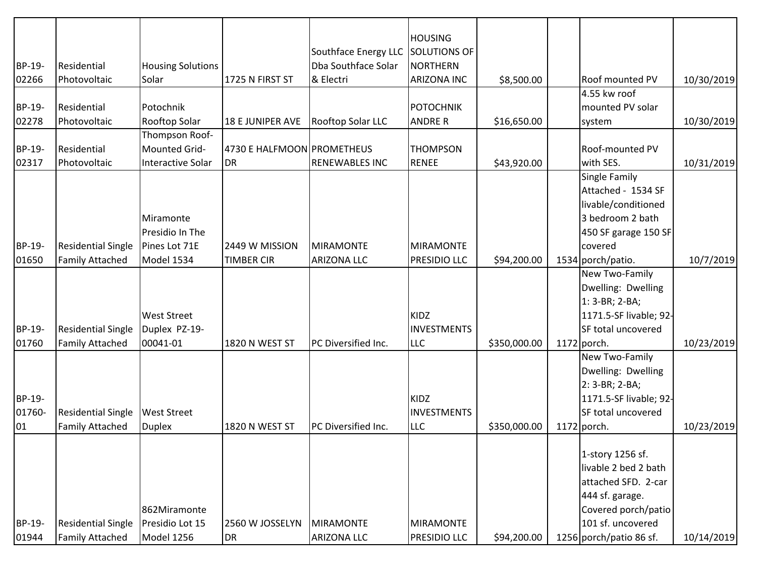| | | | | | | | | | |
|---|---|---|---|---|---|---|---|---|---|
| BP-19-02266 | Residential Photovoltaic | Housing Solutions Solar | 1725 N FIRST ST | Southface Energy LLC Dba Southface Solar & Electri | HOUSING SOLUTIONS OF NORTHERN ARIZONA INC | $8,500.00 | | Roof mounted PV | 10/30/2019 |
| BP-19-02278 | Residential Photovoltaic | Potochnik Rooftop Solar | 18 E JUNIPER AVE | Rooftop Solar LLC | POTOCHNIK ANDRE R | $16,650.00 | | 4.55 kw roof mounted PV solar system | 10/30/2019 |
| BP-19-02317 | Residential Photovoltaic | Thompson Roof-Mounted Grid-Interactive Solar | 4730 E HALFMOON DR | PROMETHEUS RENEWABLES INC | THOMPSON RENEE | $43,920.00 | | Roof-mounted PV with SES. | 10/31/2019 |
| BP-19-01650 | Residential Single Family Attached | Miramonte Presidio In The Pines Lot 71E Model 1534 | 2449 W MISSION TIMBER CIR | MIRAMONTE ARIZONA LLC | MIRAMONTE PRESIDIO LLC | $94,200.00 | 1534 | Single Family Attached - 1534 SF livable/conditioned 3 bedroom 2 bath 450 SF garage 150 SF covered porch/patio. | 10/7/2019 |
| BP-19-01760 | Residential Single Family Attached | West Street Duplex PZ-19-00041-01 | 1820 N WEST ST | PC Diversified Inc. | KIDZ INVESTMENTS LLC | $350,000.00 | 1172 | New Two-Family Dwelling: Dwelling 1: 3-BR; 2-BA; 1171.5-SF livable; 92-SF total uncovered porch. | 10/23/2019 |
| BP-19-01760-01 | Residential Single Family Attached | West Street Duplex | 1820 N WEST ST | PC Diversified Inc. | KIDZ INVESTMENTS LLC | $350,000.00 | 1172 | New Two-Family Dwelling: Dwelling 2: 3-BR; 2-BA; 1171.5-SF livable; 92-SF total uncovered porch. | 10/23/2019 |
| BP-19-01944 | Residential Single Family Attached | 862Miramonte Presidio Lot 15 Model 1256 | 2560 W JOSSELYN DR | MIRAMONTE ARIZONA LLC | MIRAMONTE PRESIDIO LLC | $94,200.00 | 1256 | 1-story 1256 sf. livable 2 bed 2 bath attached SFD. 2-car 444 sf. garage. Covered porch/patio 101 sf. uncovered porch/patio 86 sf. | 10/14/2019 |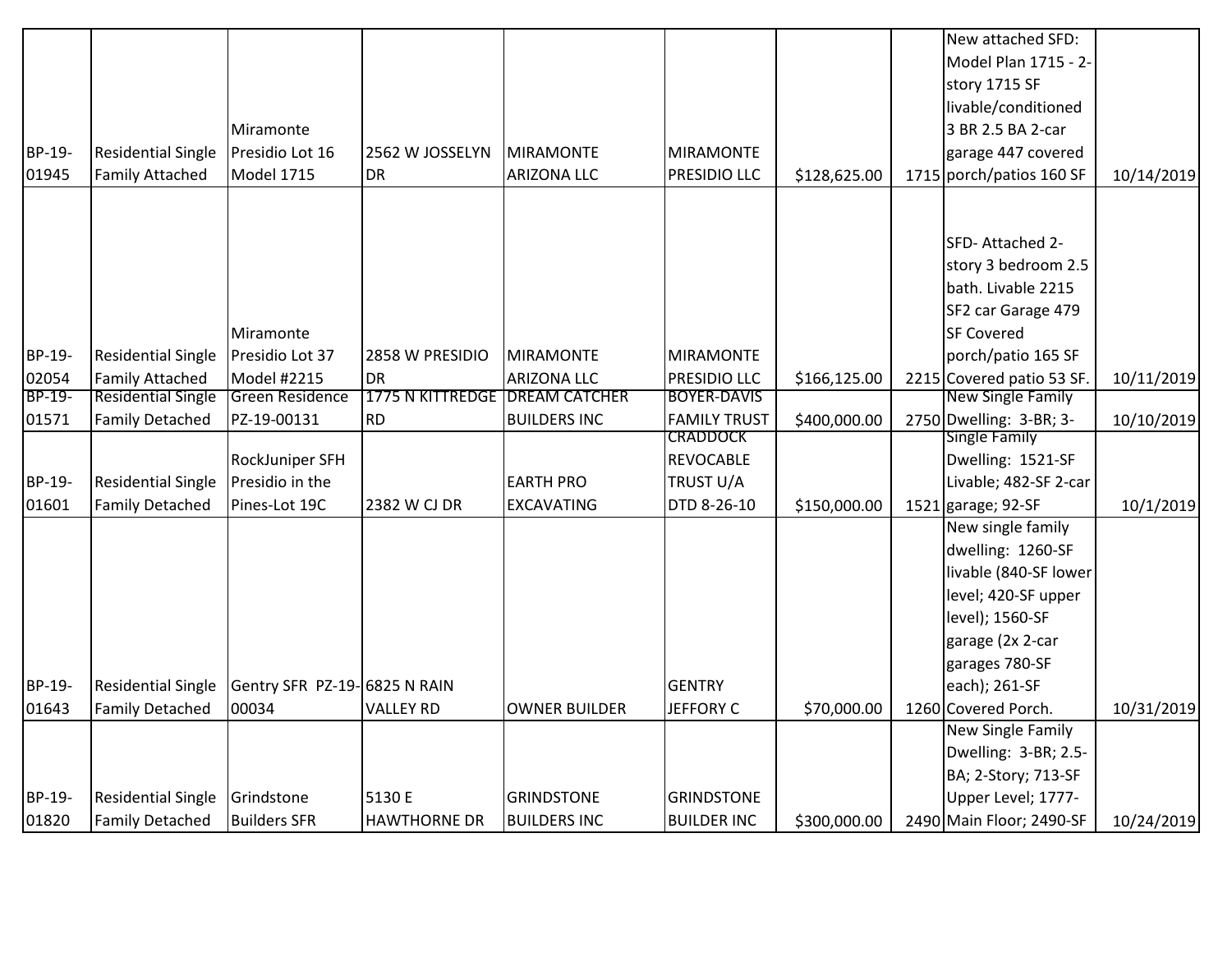| BP-19-01945 | Residential Single Family Attached | Miramonte Presidio Lot 16 Model 1715 | 2562 W JOSSELYN DR | MIRAMONTE ARIZONA LLC | MIRAMONTE PRESIDIO LLC | $128,625.00 | 1715 | New attached SFD: Model Plan 1715 - 2-story 1715 SF livable/conditioned 3 BR 2.5 BA 2-car garage 447 covered porch/patios 160 SF | 10/14/2019 |
|---|---|---|---|---|---|---|---|---|---|
| BP-19-02054 | Residential Single Family Attached | Miramonte Presidio Lot 37 Model #2215 | 2858 W PRESIDIO DR | MIRAMONTE ARIZONA LLC | MIRAMONTE PRESIDIO LLC | $166,125.00 | 2215 | SFD- Attached 2-story 3 bedroom 2.5 bath. Livable 2215 SF2 car Garage 479 SF Covered porch/patio 165 SF Covered patio 53 SF. | 10/11/2019 |
| BP-19-01571 | Residential Single Family Detached | Green Residence PZ-19-00131 | 1775 N KITTREDGE RD | DREAM CATCHER BUILDERS INC | BOYER-DAVIS FAMILY TRUST | $400,000.00 | 2750 | New Single Family Dwelling: 3-BR; 3- | 10/10/2019 |
| BP-19-01601 | Residential Single Family Detached | RockJuniper SFH Presidio in the Pines-Lot 19C | 2382 W CJ DR | EARTH PRO EXCAVATING | CRADDOCK REVOCABLE TRUST U/A DTD 8-26-10 | $150,000.00 | 1521 | Single Family Dwelling: 1521-SF Livable; 482-SF 2-car garage; 92-SF | 10/1/2019 |
| BP-19-01643 | Residential Single Family Detached | Gentry SFR PZ-19-00034 | 6825 N RAIN VALLEY RD | OWNER BUILDER | GENTRY JEFFORY C | $70,000.00 | 1260 | New single family dwelling: 1260-SF livable (840-SF lower level; 420-SF upper level); 1560-SF garage (2x 2-car garages 780-SF each); 261-SF Covered Porch. | 10/31/2019 |
| BP-19-01820 | Residential Single Family Detached | Grindstone Builders SFR | 5130 E HAWTHORNE DR | GRINDSTONE BUILDERS INC | GRINDSTONE BUILDER INC | $300,000.00 | 2490 | New Single Family Dwelling: 3-BR; 2.5-BA; 2-Story; 713-SF Upper Level; 1777-Main Floor; 2490-SF | 10/24/2019 |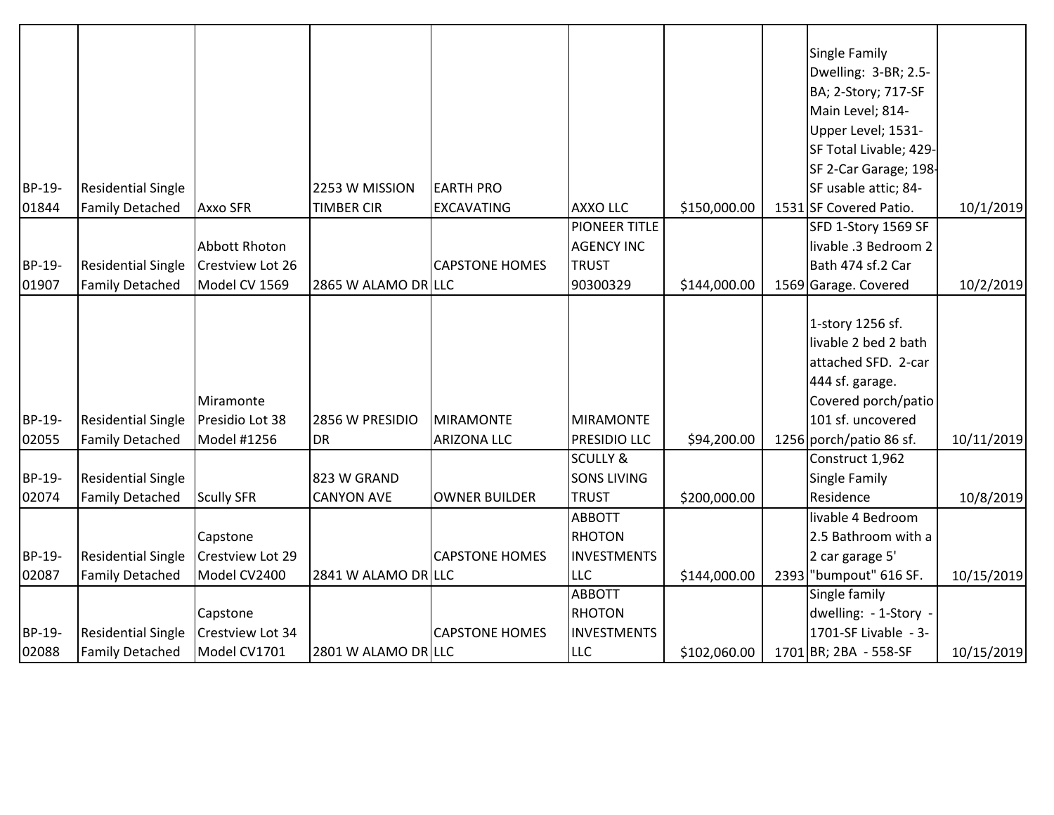| | | | | | | | | | |
|---|---|---|---|---|---|---|---|---|---|
| BP-19-01844 | Residential Single Family Detached | Axxo SFR | 2253 W MISSION TIMBER CIR | EARTH PRO EXCAVATING | AXXO LLC | $150,000.00 | 1531 | Single Family Dwelling: 3-BR; 2.5-BA; 2-Story; 717-SF Main Level; 814-Upper Level; 1531-SF Total Livable; 429-SF 2-Car Garage; 198-SF usable attic; 84-SF Covered Patio. | 10/1/2019 |
| BP-19-01907 | Residential Single Family Detached | Abbott Rhoton Crestview Lot 26 Model CV 1569 | 2865 W ALAMO DR | CAPSTONE HOMES LLC | PIONEER TITLE AGENCY INC TRUST 90300329 | $144,000.00 | 1569 | SFD 1-Story 1569 SF livable .3 Bedroom 2 Bath 474 sf.2 Car Garage. Covered | 10/2/2019 |
| BP-19-02055 | Residential Single Family Detached | Miramonte Presidio Lot 38 Model #1256 | 2856 W PRESIDIO DR | MIRAMONTE ARIZONA LLC | MIRAMONTE PRESIDIO LLC | $94,200.00 | 1256 | 1-story 1256 sf. livable 2 bed 2 bath attached SFD. 2-car 444 sf. garage. Covered porch/patio 101 sf. uncovered porch/patio 86 sf. | 10/11/2019 |
| BP-19-02074 | Residential Single Family Detached | Scully SFR | 823 W GRAND CANYON AVE | OWNER BUILDER | SCULLY & SONS LIVING TRUST | $200,000.00 | | Construct 1,962 Single Family Residence | 10/8/2019 |
| BP-19-02087 | Residential Single Family Detached | Capstone Crestview Lot 29 Model CV2400 | 2841 W ALAMO DR | CAPSTONE HOMES LLC | ABBOTT RHOTON INVESTMENTS LLC | $144,000.00 | 2393 | livable 4 Bedroom 2.5 Bathroom with a 2 car garage 5' "bumpout" 616 SF. | 10/15/2019 |
| BP-19-02088 | Residential Single Family Detached | Capstone Crestview Lot 34 Model CV1701 | 2801 W ALAMO DR | CAPSTONE HOMES LLC | ABBOTT RHOTON INVESTMENTS LLC | $102,060.00 | 1701 | Single family dwelling: - 1-Story - 1701-SF Livable - 3-BR; 2BA - 558-SF | 10/15/2019 |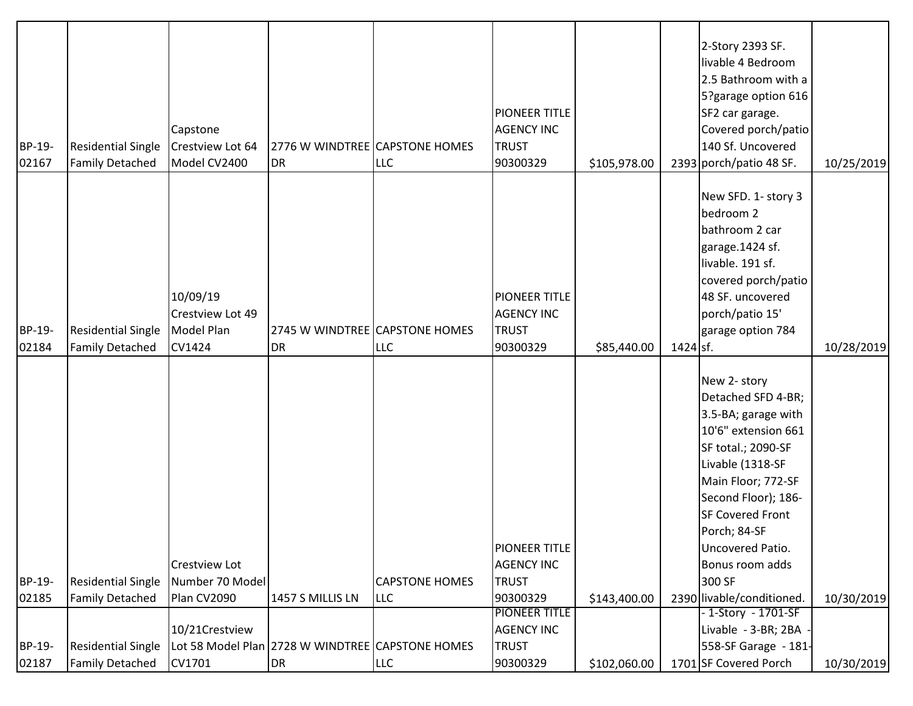| | | | | | | | | | |
|---|---|---|---|---|---|---|---|---|---|
| BP-19-02167 | Residential Single Family Detached | Capstone Crestview Lot 64 Model CV2400 | 2776 W WINDTREE DR | CAPSTONE HOMES LLC | PIONEER TITLE AGENCY INC TRUST 90300329 | $105,978.00 | 2393 | 2-Story 2393 SF. livable 4 Bedroom 2.5 Bathroom with a 5?garage option 616 SF2 car garage. Covered porch/patio 140 Sf. Uncovered porch/patio 48 SF. | 10/25/2019 |
| BP-19-02184 | Residential Single Family Detached | 10/09/19 Crestview Lot 49 Model Plan CV1424 | 2745 W WINDTREE DR | CAPSTONE HOMES LLC | PIONEER TITLE AGENCY INC TRUST 90300329 | $85,440.00 | 1424 | New SFD. 1- story 3 bedroom 2 bathroom 2 car garage.1424 sf. livable. 191 sf. covered porch/patio 48 SF. uncovered porch/patio 15' garage option 784 sf. | 10/28/2019 |
| BP-19-02185 | Residential Single Family Detached | Crestview Lot Number 70 Model Plan CV2090 | 1457 S MILLIS LN | CAPSTONE HOMES LLC | PIONEER TITLE AGENCY INC TRUST 90300329 | $143,400.00 | 2390 | New 2- story Detached SFD 4-BR; 3.5-BA; garage with 10'6" extension 661 SF total.; 2090-SF Livable (1318-SF Main Floor; 772-SF Second Floor); 186-SF Covered Front Porch; 84-SF Uncovered Patio. Bonus room adds 300 SF livable/conditioned. | 10/30/2019 |
| BP-19-02187 | Residential Single Family Detached | 10/21Crestview Lot 58 Model Plan CV1701 | 2728 W WINDTREE DR | CAPSTONE HOMES LLC | PIONEER TITLE AGENCY INC TRUST 90300329 | $102,060.00 | 1701 | - 1-Story - 1701-SF Livable - 3-BR; 2BA - 558-SF Garage - 181-SF Covered Porch | 10/30/2019 |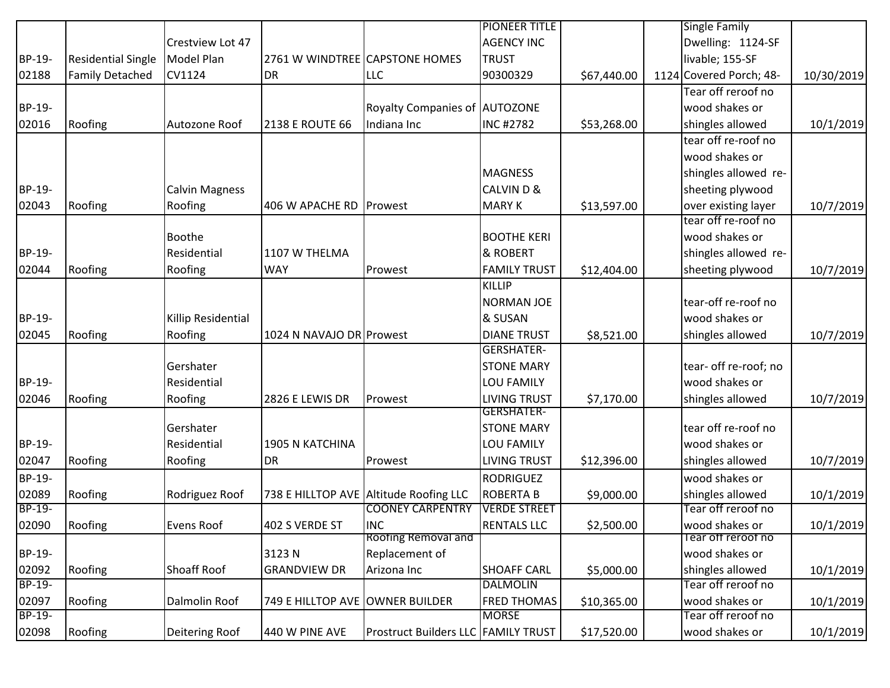| | | | | | | | | | |
|---|---|---|---|---|---|---|---|---|---|
| BP-19-02188 | Residential Single Family Detached | Crestview Lot 47 Model Plan CV1124 | 2761 W WINDTREE DR | CAPSTONE HOMES LLC | PIONEER TITLE AGENCY INC TRUST 90300329 | $67,440.00 | 1124 | Single Family Dwelling: 1124-SF livable; 155-SF Covered Porch; 48- | 10/30/2019 |
| BP-19-02016 | Roofing | Autozone Roof | 2138 E ROUTE 66 | Royalty Companies of Indiana Inc | AUTOZONE INC #2782 | $53,268.00 | | Tear off reroof no wood shakes or shingles allowed | 10/1/2019 |
| BP-19-02043 | Roofing | Calvin Magness Roofing | 406 W APACHE RD | Prowest | MAGNESS CALVIN D & MARY K | $13,597.00 | | tear off re-roof no wood shakes or shingles allowed re-sheeting plywood over existing layer | 10/7/2019 |
| BP-19-02044 | Roofing | Boothe Residential Roofing | 1107 W THELMA WAY | Prowest | BOOTHE KERI & ROBERT FAMILY TRUST | $12,404.00 | | tear off re-roof no wood shakes or shingles allowed re-sheeting plywood | 10/7/2019 |
| BP-19-02045 | Roofing | Killip Residential Roofing | 1024 N NAVAJO DR | Prowest | KILLIP NORMAN JOE & SUSAN DIANE TRUST | $8,521.00 | | tear-off re-roof no wood shakes or shingles allowed | 10/7/2019 |
| BP-19-02046 | Roofing | Gershater Residential Roofing | 2826 E LEWIS DR | Prowest | GERSHATER-STONE MARY LOU FAMILY LIVING TRUST | $7,170.00 | | tear- off re-roof; no wood shakes or shingles allowed | 10/7/2019 |
| BP-19-02047 | Roofing | Gershater Residential Roofing | 1905 N KATCHINA DR | Prowest | GERSHATER-STONE MARY LOU FAMILY LIVING TRUST | $12,396.00 | | tear off re-roof no wood shakes or shingles allowed | 10/7/2019 |
| BP-19-02089 | Roofing | Rodriguez Roof | 738 E HILLTOP AVE | Altitude Roofing LLC | RODRIGUEZ ROBERTA B | $9,000.00 | | wood shakes or shingles allowed | 10/1/2019 |
| BP-19-02090 | Roofing | Evens Roof | 402 S VERDE ST | COONEY CARPENTRY INC | VERDE STREET RENTALS LLC | $2,500.00 | | Tear off reroof no wood shakes or | 10/1/2019 |
| BP-19-02092 | Roofing | Shoaff Roof | 3123 N GRANDVIEW DR | Roofing Removal and Replacement of Arizona Inc | SHOAFF CARL | $5,000.00 | | Tear off reroof no wood shakes or shingles allowed | 10/1/2019 |
| BP-19-02097 | Roofing | Dalmolin Roof | 749 E HILLTOP AVE | OWNER BUILDER | DALMOLIN FRED THOMAS | $10,365.00 | | Tear off reroof no wood shakes or | 10/1/2019 |
| BP-19-02098 | Roofing | Deitering Roof | 440 W PINE AVE | Prostruct Builders LLC | MORSE FAMILY TRUST | $17,520.00 | | Tear off reroof no wood shakes or | 10/1/2019 |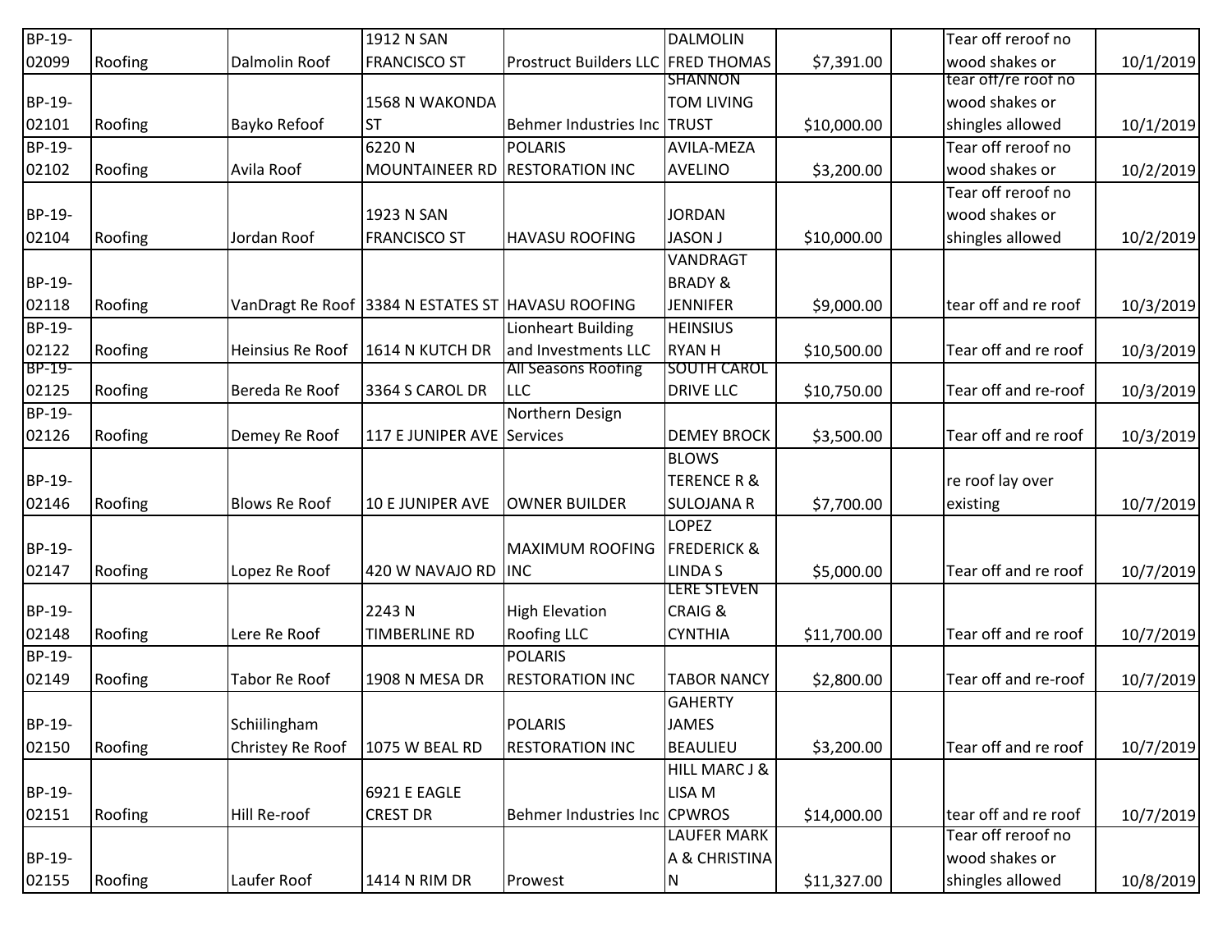| BP-19-02099 | Roofing | Dalmolin Roof | 1912 N SAN FRANCISCO ST | Prostruct Builders LLC | DALMOLIN FRED THOMAS | $7,391.00 | | Tear off reroof no wood shakes or | 10/1/2019 |
|---|---|---|---|---|---|---|---|---|---|
| BP-19-02101 | Roofing | Bayko Refoof | 1568 N WAKONDA ST | Behmer Industries Inc | SHANNON TOM LIVING TRUST | $10,000.00 | | tear off/re roof no wood shakes or shingles allowed | 10/1/2019 |
| BP-19-02102 | Roofing | Avila Roof | 6220 N MOUNTAINEER RD | POLARIS RESTORATION INC | AVILA-MEZA AVELINO | $3,200.00 | | Tear off reroof no wood shakes or | 10/2/2019 |
| BP-19-02104 | Roofing | Jordan Roof | 1923 N SAN FRANCISCO ST | HAVASU ROOFING | JORDAN JASON J | $10,000.00 | | Tear off reroof no wood shakes or shingles allowed | 10/2/2019 |
| BP-19-02118 | Roofing | VanDragt Re Roof | 3384 N ESTATES ST | HAVASU ROOFING | VANDRAGT BRADY & JENNIFER | $9,000.00 | | tear off and re roof | 10/3/2019 |
| BP-19-02122 | Roofing | Heinsius Re Roof | 1614 N KUTCH DR | Lionheart Building and Investments LLC | HEINSIUS RYAN H | $10,500.00 | | Tear off and re roof | 10/3/2019 |
| BP-19-02125 | Roofing | Bereda Re Roof | 3364 S CAROL DR | All Seasons Roofing LLC | SOUTH CAROL DRIVE LLC | $10,750.00 | | Tear off and re-roof | 10/3/2019 |
| BP-19-02126 | Roofing | Demey Re Roof | 117 E JUNIPER AVE | Northern Design Services | DEMEY BROCK | $3,500.00 | | Tear off and re roof | 10/3/2019 |
| BP-19-02146 | Roofing | Blows Re Roof | 10 E JUNIPER AVE | OWNER BUILDER | BLOWS TERENCE R & SULOJANA R | $7,700.00 | | re roof lay over existing | 10/7/2019 |
| BP-19-02147 | Roofing | Lopez Re Roof | 420 W NAVAJO RD | MAXIMUM ROOFING INC | LOPEZ FREDERICK & LINDA S | $5,000.00 | | Tear off and re roof | 10/7/2019 |
| BP-19-02148 | Roofing | Lere Re Roof | 2243 N TIMBERLINE RD | High Elevation Roofing LLC | LERE STEVEN CRAIG & CYNTHIA | $11,700.00 | | Tear off and re roof | 10/7/2019 |
| BP-19-02149 | Roofing | Tabor Re Roof | 1908 N MESA DR | POLARIS RESTORATION INC | TABOR NANCY | $2,800.00 | | Tear off and re-roof | 10/7/2019 |
| BP-19-02150 | Roofing | Schiilingham Christey Re Roof | 1075 W BEAL RD | POLARIS RESTORATION INC | GAHERTY JAMES BEAULIEU | $3,200.00 | | Tear off and re roof | 10/7/2019 |
| BP-19-02151 | Roofing | Hill Re-roof | 6921 E EAGLE CREST DR | Behmer Industries Inc | HILL MARC J & LISA M CPWROS | $14,000.00 | | tear off and re roof | 10/7/2019 |
| BP-19-02155 | Roofing | Laufer Roof | 1414 N RIM DR | Prowest | LAUFER MARK A & CHRISTINA N | $11,327.00 | | Tear off reroof no wood shakes or shingles allowed | 10/8/2019 |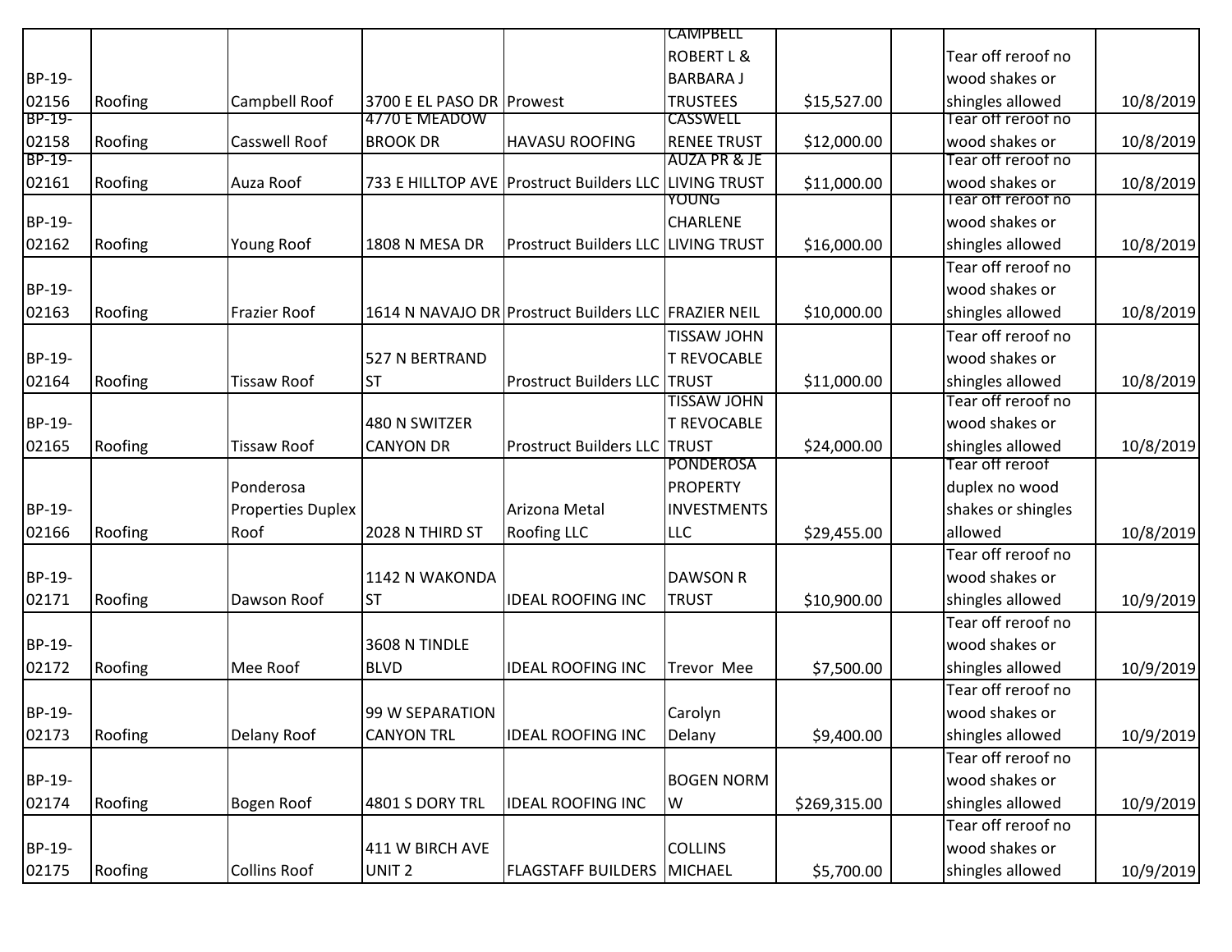| | | | | | | | | | |
|---|---|---|---|---|---|---|---|---|---|
| BP-19-02156 | Roofing | Campbell Roof | 3700 E EL PASO DR | Prowest | CAMPBELL ROBERT L & BARBARA J TRUSTEES | $15,527.00 | | Tear off reroof no wood shakes or shingles allowed | 10/8/2019 |
| BP-19-02158 | Roofing | Casswell Roof | 4770 E MEADOW BROOK DR | HAVASU ROOFING | CASSWELL RENEE TRUST | $12,000.00 | | Tear off reroof no wood shakes or | 10/8/2019 |
| BP-19-02161 | Roofing | Auza Roof | 733 E HILLTOP AVE | Prostruct Builders LLC | AUZA PR & JE LIVING TRUST | $11,000.00 | | Tear off reroof no wood shakes or | 10/8/2019 |
| BP-19-02162 | Roofing | Young Roof | 1808 N MESA DR | Prostruct Builders LLC | YOUNG CHARLENE LIVING TRUST | $16,000.00 | | Tear off reroof no wood shakes or shingles allowed | 10/8/2019 |
| BP-19-02163 | Roofing | Frazier Roof | 1614 N NAVAJO DR | Prostruct Builders LLC | FRAZIER NEIL | $10,000.00 | | Tear off reroof no wood shakes or shingles allowed | 10/8/2019 |
| BP-19-02164 | Roofing | Tissaw Roof | 527 N BERTRAND ST | Prostruct Builders LLC | TISSAW JOHN T REVOCABLE TRUST | $11,000.00 | | Tear off reroof no wood shakes or shingles allowed | 10/8/2019 |
| BP-19-02165 | Roofing | Tissaw Roof | 480 N SWITZER CANYON DR | Prostruct Builders LLC | TISSAW JOHN T REVOCABLE TRUST | $24,000.00 | | Tear off reroof no wood shakes or shingles allowed | 10/8/2019 |
| BP-19-02166 | Roofing | Ponderosa Properties Duplex Roof | 2028 N THIRD ST | Arizona Metal Roofing LLC | PONDEROSA PROPERTY INVESTMENTS LLC | $29,455.00 | | Tear off reroof duplex no wood shakes or shingles allowed | 10/8/2019 |
| BP-19-02171 | Roofing | Dawson Roof | 1142 N WAKONDA ST | IDEAL ROOFING INC | DAWSON R TRUST | $10,900.00 | | Tear off reroof no wood shakes or shingles allowed | 10/9/2019 |
| BP-19-02172 | Roofing | Mee Roof | 3608 N TINDLE BLVD | IDEAL ROOFING INC | Trevor Mee | $7,500.00 | | Tear off reroof no wood shakes or shingles allowed | 10/9/2019 |
| BP-19-02173 | Roofing | Delany Roof | 99 W SEPARATION CANYON TRL | IDEAL ROOFING INC | Carolyn Delany | $9,400.00 | | Tear off reroof no wood shakes or shingles allowed | 10/9/2019 |
| BP-19-02174 | Roofing | Bogen Roof | 4801 S DORY TRL | IDEAL ROOFING INC | BOGEN NORM W | $269,315.00 | | Tear off reroof no wood shakes or shingles allowed | 10/9/2019 |
| BP-19-02175 | Roofing | Collins Roof | 411 W BIRCH AVE UNIT 2 | FLAGSTAFF BUILDERS | COLLINS MICHAEL | $5,700.00 | | Tear off reroof no wood shakes or shingles allowed | 10/9/2019 |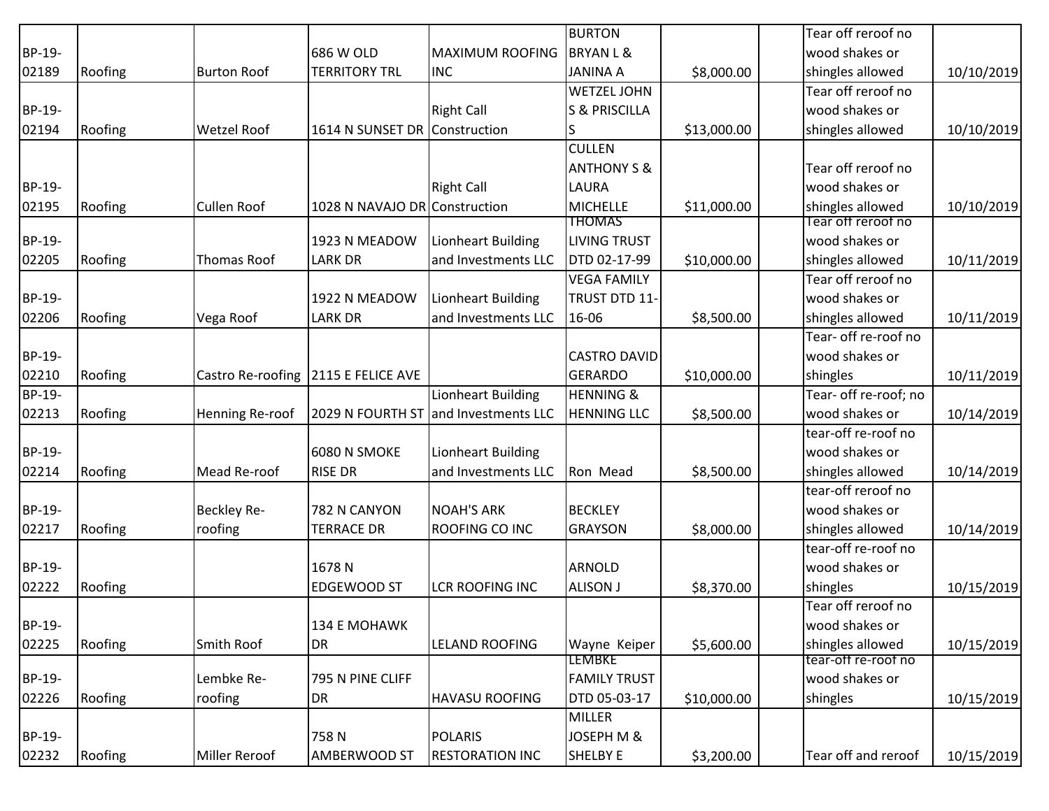| | | | | | | | | | |
|---|---|---|---|---|---|---|---|---|---|
| BP-19-02189 | Roofing | Burton Roof | 686 W OLD TERRITORY TRL | MAXIMUM ROOFING INC | BURTON BRYAN L & JANINA A | $8,000.00 | | Tear off reroof no wood shakes or shingles allowed | 10/10/2019 |
| BP-19-02194 | Roofing | Wetzel Roof | 1614 N SUNSET DR | Right Call Construction | WETZEL JOHN S & PRISCILLA S | $13,000.00 | | Tear off reroof no wood shakes or shingles allowed | 10/10/2019 |
| BP-19-02195 | Roofing | Cullen Roof | 1028 N NAVAJO DR | Right Call Construction | CULLEN ANTHONY S & LAURA MICHELLE | $11,000.00 | | Tear off reroof no wood shakes or shingles allowed | 10/10/2019 |
| BP-19-02205 | Roofing | Thomas Roof | 1923 N MEADOW LARK DR | Lionheart Building and Investments LLC | THOMAS LIVING TRUST DTD 02-17-99 | $10,000.00 | | Tear off reroof no wood shakes or shingles allowed | 10/11/2019 |
| BP-19-02206 | Roofing | Vega Roof | 1922 N MEADOW LARK DR | Lionheart Building and Investments LLC | VEGA FAMILY TRUST DTD 11-16-06 | $8,500.00 | | Tear off reroof no wood shakes or shingles allowed | 10/11/2019 |
| BP-19-02210 | Roofing | Castro Re-roofing | 2115 E FELICE AVE | | CASTRO DAVID GERARDO | $10,000.00 | | Tear- off re-roof no wood shakes or shingles | 10/11/2019 |
| BP-19-02213 | Roofing | Henning Re-roof | 2029 N FOURTH ST | Lionheart Building and Investments LLC | HENNING & HENNING LLC | $8,500.00 | | Tear- off re-roof; no wood shakes or | 10/14/2019 |
| BP-19-02214 | Roofing | Mead Re-roof | 6080 N SMOKE RISE DR | Lionheart Building and Investments LLC | Ron Mead | $8,500.00 | | tear-off re-roof no wood shakes or shingles allowed | 10/14/2019 |
| BP-19-02217 | Roofing | Beckley Re-roofing | 782 N CANYON TERRACE DR | NOAH'S ARK ROOFING CO INC | BECKLEY GRAYSON | $8,000.00 | | tear-off reroof no wood shakes or shingles allowed | 10/14/2019 |
| BP-19-02222 | Roofing | | 1678 N EDGEWOOD ST | LCR ROOFING INC | ARNOLD ALISON J | $8,370.00 | | tear-off re-roof no wood shakes or shingles | 10/15/2019 |
| BP-19-02225 | Roofing | Smith Roof | 134 E MOHAWK DR | LELAND ROOFING | Wayne Keiper | $5,600.00 | | Tear off reroof no wood shakes or shingles allowed | 10/15/2019 |
| BP-19-02226 | Roofing | Lembke Re-roofing | 795 N PINE CLIFF DR | HAVASU ROOFING | LEMBKE FAMILY TRUST DTD 05-03-17 | $10,000.00 | | tear-off re-roof no wood shakes or shingles | 10/15/2019 |
| BP-19-02232 | Roofing | Miller Reroof | 758 N AMBERWOOD ST | POLARIS RESTORATION INC | MILLER JOSEPH M & SHELBY E | $3,200.00 | | Tear off and reroof | 10/15/2019 |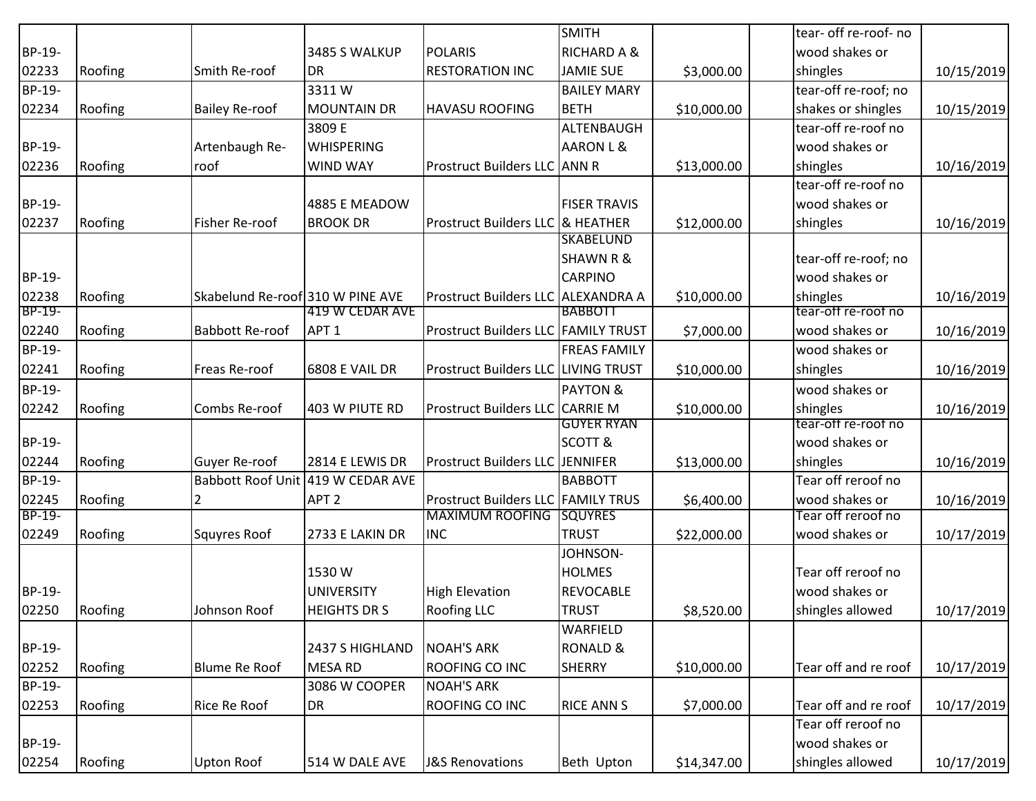| | | | | | | | | | |
|---|---|---|---|---|---|---|---|---|---|
| BP-19-02233 | Roofing | Smith Re-roof | 3485 S WALKUP DR | POLARIS RESTORATION INC | SMITH RICHARD A & JAMIE SUE | $3,000.00 | | tear- off re-roof- no wood shakes or shingles | 10/15/2019 |
| BP-19-02234 | Roofing | Bailey Re-roof | 3311 W MOUNTAIN DR | HAVASU ROOFING | BAILEY MARY BETH | $10,000.00 | | tear-off re-roof; no shakes or shingles | 10/15/2019 |
| BP-19-02236 | Roofing | Artenbaugh Re-roof | 3809 E WHISPERING WIND WAY | Prostruct Builders LLC | ALTENBAUGH AARON L & ANN R | $13,000.00 | | tear-off re-roof no wood shakes or shingles | 10/16/2019 |
| BP-19-02237 | Roofing | Fisher Re-roof | 4885 E MEADOW BROOK DR | Prostruct Builders LLC | FISER TRAVIS & HEATHER | $12,000.00 | | tear-off re-roof no wood shakes or shingles | 10/16/2019 |
| BP-19-02238 | Roofing | Skabelund Re-roof | 310 W PINE AVE | Prostruct Builders LLC | SKABELUND SHAWN R & CARPINO ALEXANDRA A | $10,000.00 | | tear-off re-roof; no wood shakes or shingles | 10/16/2019 |
| BP-19-02240 | Roofing | Babbott Re-roof | 419 W CEDAR AVE APT 1 | Prostruct Builders LLC | BABBOTT FAMILY TRUST | $7,000.00 | | tear-off re-roof no wood shakes or | 10/16/2019 |
| BP-19-02241 | Roofing | Freas Re-roof | 6808 E VAIL DR | Prostruct Builders LLC | FREAS FAMILY LIVING TRUST | $10,000.00 | | wood shakes or shingles | 10/16/2019 |
| BP-19-02242 | Roofing | Combs Re-roof | 403 W PIUTE RD | Prostruct Builders LLC | PAYTON & CARRIE M | $10,000.00 | | wood shakes or shingles | 10/16/2019 |
| BP-19-02244 | Roofing | Guyer Re-roof | 2814 E LEWIS DR | Prostruct Builders LLC | GUYER RYAN SCOTT & JENNIFER | $13,000.00 | | tear-off re-roof no wood shakes or shingles | 10/16/2019 |
| BP-19-02245 | Roofing | Babbott Roof Unit 2 | 419 W CEDAR AVE APT 2 | Prostruct Builders LLC | BABBOTT FAMILY TRUS | $6,400.00 | | Tear off reroof no wood shakes or | 10/16/2019 |
| BP-19-02249 | Roofing | Squyres Roof | 2733 E LAKIN DR | MAXIMUM ROOFING INC | SQUYRES TRUST | $22,000.00 | | Tear off reroof no wood shakes or | 10/17/2019 |
| BP-19-02250 | Roofing | Johnson Roof | 1530 W UNIVERSITY HEIGHTS DR S | High Elevation Roofing LLC | JOHNSON-HOLMES REVOCABLE TRUST | $8,520.00 | | Tear off reroof no wood shakes or shingles allowed | 10/17/2019 |
| BP-19-02252 | Roofing | Blume Re Roof | 2437 S HIGHLAND MESA RD | NOAH'S ARK ROOFING CO INC | WARFIELD RONALD & SHERRY | $10,000.00 | | Tear off and re roof | 10/17/2019 |
| BP-19-02253 | Roofing | Rice Re Roof | 3086 W COOPER DR | NOAH'S ARK ROOFING CO INC | RICE ANN S | $7,000.00 | | Tear off and re roof | 10/17/2019 |
| BP-19-02254 | Roofing | Upton Roof | 514 W DALE AVE | J&S Renovations | Beth Upton | $14,347.00 | | Tear off reroof no wood shakes or shingles allowed | 10/17/2019 |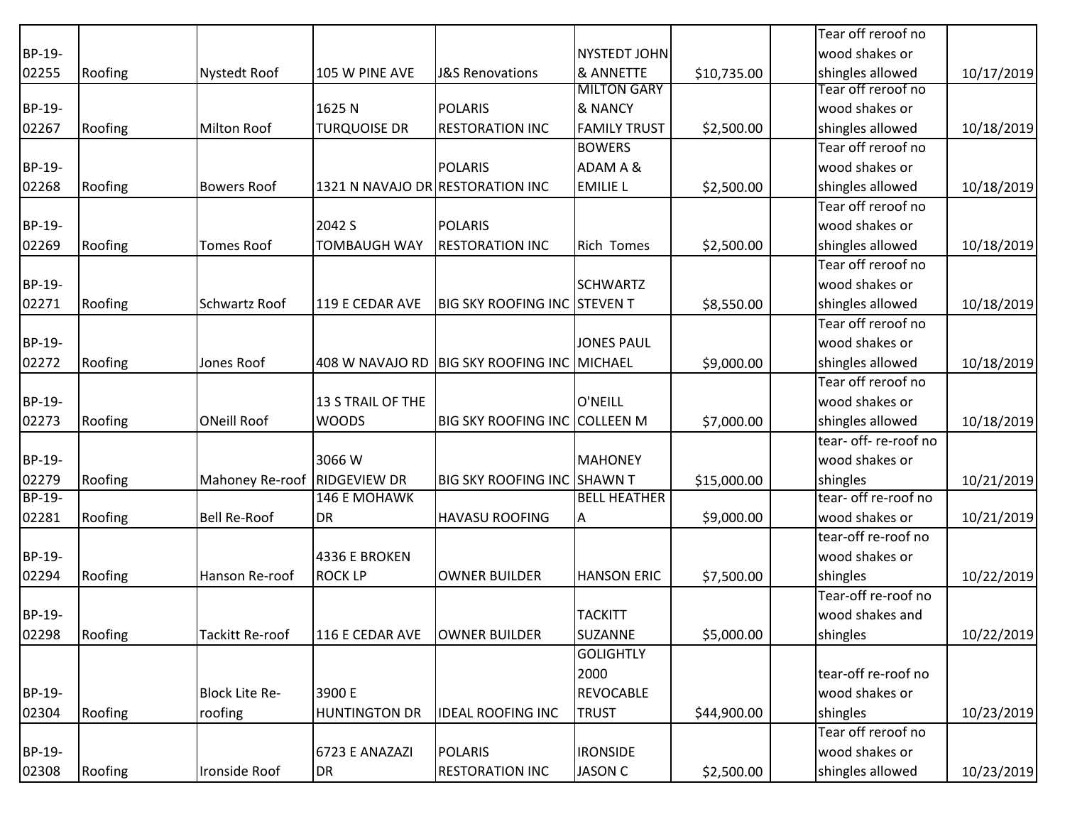| | | | | | | | | | |
|---|---|---|---|---|---|---|---|---|---|
| BP-19-02255 | Roofing | Nystedt Roof | 105 W PINE AVE | J&S Renovations | NYSTEDT JOHN & ANNETTE | $10,735.00 | | Tear off reroof no wood shakes or shingles allowed | 10/17/2019 |
| BP-19-02267 | Roofing | Milton Roof | 1625 N TURQUOISE DR | POLARIS RESTORATION INC | MILTON GARY & NANCY FAMILY TRUST | $2,500.00 | | Tear off reroof no wood shakes or shingles allowed | 10/18/2019 |
| BP-19-02268 | Roofing | Bowers Roof | 1321 N NAVAJO DR | POLARIS RESTORATION INC | BOWERS ADAM A & EMILIE L | $2,500.00 | | Tear off reroof no wood shakes or shingles allowed | 10/18/2019 |
| BP-19-02269 | Roofing | Tomes Roof | 2042 S TOMBAUGH WAY | POLARIS RESTORATION INC | Rich Tomes | $2,500.00 | | Tear off reroof no wood shakes or shingles allowed | 10/18/2019 |
| BP-19-02271 | Roofing | Schwartz Roof | 119 E CEDAR AVE | BIG SKY ROOFING INC | SCHWARTZ STEVEN T | $8,550.00 | | Tear off reroof no wood shakes or shingles allowed | 10/18/2019 |
| BP-19-02272 | Roofing | Jones Roof | 408 W NAVAJO RD | BIG SKY ROOFING INC | JONES PAUL MICHAEL | $9,000.00 | | Tear off reroof no wood shakes or shingles allowed | 10/18/2019 |
| BP-19-02273 | Roofing | ONeill Roof | 13 S TRAIL OF THE WOODS | BIG SKY ROOFING INC | O'NEILL COLLEEN M | $7,000.00 | | Tear off reroof no wood shakes or shingles allowed | 10/18/2019 |
| BP-19-02279 | Roofing | Mahoney Re-roof | 3066 W RIDGEVIEW DR | BIG SKY ROOFING INC | MAHONEY SHAWN T | $15,000.00 | | tear- off- re-roof no wood shakes or shingles | 10/21/2019 |
| BP-19-02281 | Roofing | Bell Re-Roof | 146 E MOHAWK DR | HAVASU ROOFING | BELL HEATHER A | $9,000.00 | | tear- off re-roof no wood shakes or | 10/21/2019 |
| BP-19-02294 | Roofing | Hanson Re-roof | 4336 E BROKEN ROCK LP | OWNER BUILDER | HANSON ERIC | $7,500.00 | | tear-off re-roof no wood shakes or shingles | 10/22/2019 |
| BP-19-02298 | Roofing | Tackitt Re-roof | 116 E CEDAR AVE | OWNER BUILDER | TACKITT SUZANNE | $5,000.00 | | Tear-off re-roof no wood shakes and shingles | 10/22/2019 |
| BP-19-02304 | Roofing | Block Lite Re-roofing | 3900 E HUNTINGTON DR | IDEAL ROOFING INC | GOLIGHTLY 2000 REVOCABLE TRUST | $44,900.00 | | tear-off re-roof no wood shakes or shingles | 10/23/2019 |
| BP-19-02308 | Roofing | Ironside Roof | 6723 E ANAZAZI DR | POLARIS RESTORATION INC | IRONSIDE JASON C | $2,500.00 | | Tear off reroof no wood shakes or shingles allowed | 10/23/2019 |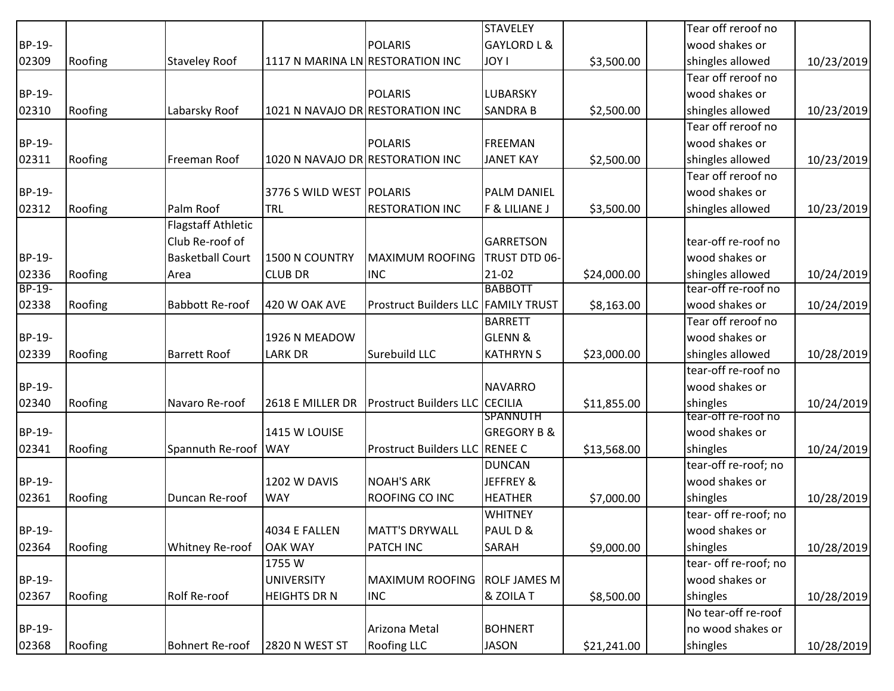| | | | | | | | | | |
|---|---|---|---|---|---|---|---|---|---|
| BP-19-02309 | Roofing | Staveley Roof | 1117 N MARINA LN | POLARIS RESTORATION INC | STAVELEY GAYLORD L & JOY I | $3,500.00 | | Tear off reroof no wood shakes or shingles allowed | 10/23/2019 |
| BP-19-02310 | Roofing | Labarsky Roof | 1021 N NAVAJO DR | POLARIS RESTORATION INC | LUBARSKY SANDRA B | $2,500.00 | | Tear off reroof no wood shakes or shingles allowed | 10/23/2019 |
| BP-19-02311 | Roofing | Freeman Roof | 1020 N NAVAJO DR | POLARIS RESTORATION INC | FREEMAN JANET KAY | $2,500.00 | | Tear off reroof no wood shakes or shingles allowed | 10/23/2019 |
| BP-19-02312 | Roofing | Palm Roof | 3776 S WILD WEST TRL | POLARIS RESTORATION INC | PALM DANIEL F & LILIANE J | $3,500.00 | | Tear off reroof no wood shakes or shingles allowed | 10/23/2019 |
| BP-19-02336 | Roofing | Flagstaff Athletic Club Re-roof of Basketball Court Area | 1500 N COUNTRY CLUB DR | MAXIMUM ROOFING INC | GARRETSON TRUST DTD 06-21-02 | $24,000.00 | | tear-off re-roof no wood shakes or shingles allowed | 10/24/2019 |
| BP-19-02338 | Roofing | Babbott Re-roof | 420 W OAK AVE | Prostruct Builders LLC | BABBOTT FAMILY TRUST | $8,163.00 | | tear-off re-roof no wood shakes or | 10/24/2019 |
| BP-19-02339 | Roofing | Barrett Roof | 1926 N MEADOW LARK DR | Surebuild LLC | BARRETT GLENN & KATHRYN S | $23,000.00 | | Tear off reroof no wood shakes or shingles allowed | 10/28/2019 |
| BP-19-02340 | Roofing | Navaro Re-roof | 2618 E MILLER DR | Prostruct Builders LLC | NAVARRO CECILIA | $11,855.00 | | tear-off re-roof no wood shakes or shingles | 10/24/2019 |
| BP-19-02341 | Roofing | Spannuth Re-roof | 1415 W LOUISE WAY | Prostruct Builders LLC | SPANNUTH GREGORY B & RENEE C | $13,568.00 | | tear-off re-roof no wood shakes or shingles | 10/24/2019 |
| BP-19-02361 | Roofing | Duncan Re-roof | 1202 W DAVIS WAY | NOAH'S ARK ROOFING CO INC | DUNCAN JEFFREY & HEATHER | $7,000.00 | | tear-off re-roof; no wood shakes or shingles | 10/28/2019 |
| BP-19-02364 | Roofing | Whitney Re-roof | 4034 E FALLEN OAK WAY | MATT'S DRYWALL PATCH INC | WHITNEY PAUL D & SARAH | $9,000.00 | | tear- off re-roof; no wood shakes or shingles | 10/28/2019 |
| BP-19-02367 | Roofing | Rolf Re-roof | 1755 W UNIVERSITY HEIGHTS DR N | MAXIMUM ROOFING INC | ROLF JAMES M & ZOILA T | $8,500.00 | | tear- off re-roof; no wood shakes or shingles | 10/28/2019 |
| BP-19-02368 | Roofing | Bohnert Re-roof | 2820 N WEST ST | Arizona Metal Roofing LLC | BOHNERT JASON | $21,241.00 | | No tear-off re-roof no wood shakes or shingles | 10/28/2019 |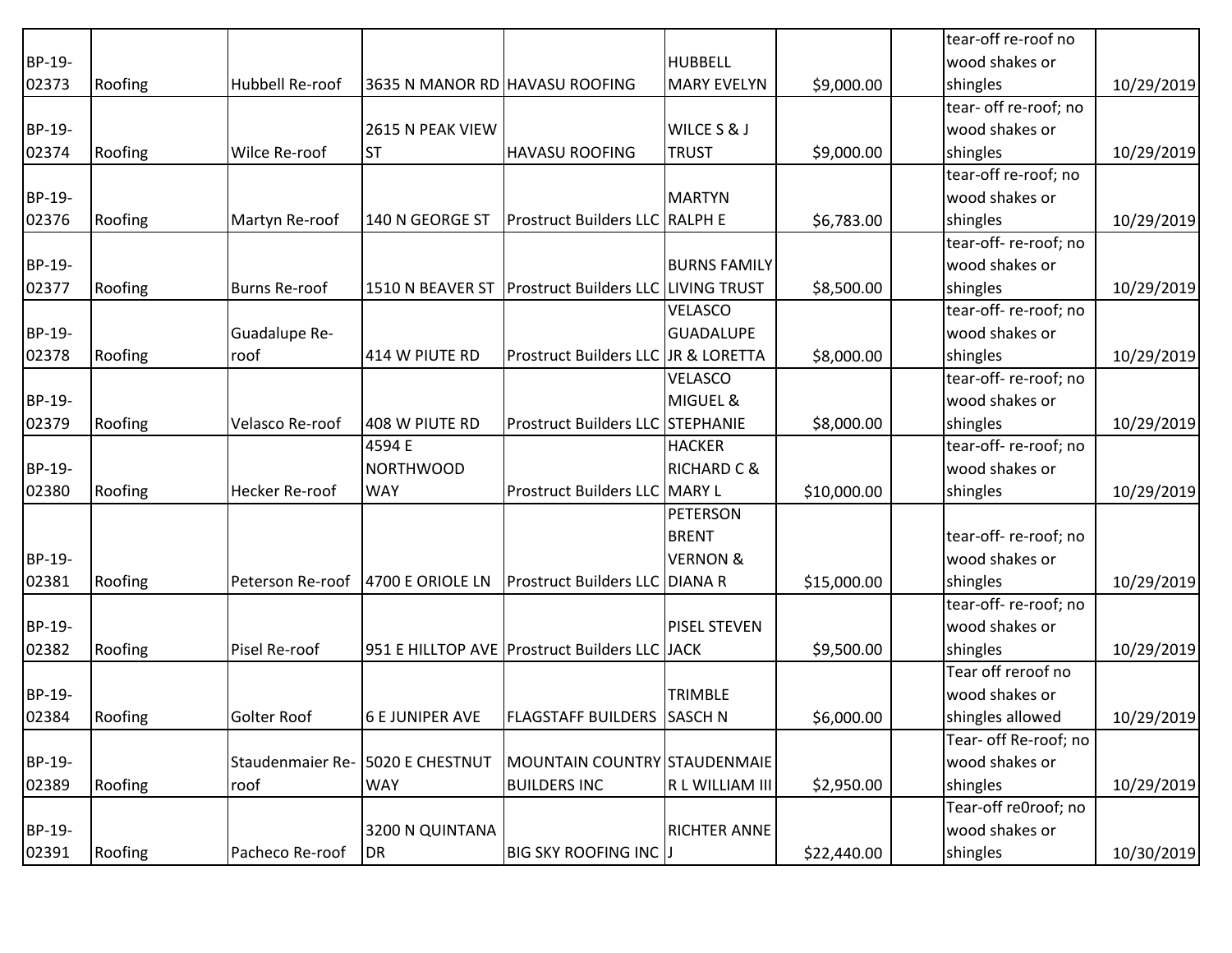| | | | | | | | | | |
|---|---|---|---|---|---|---|---|---|---|
| BP-19-02373 | Roofing | Hubbell Re-roof | 3635 N MANOR RD | HAVASU ROOFING | HUBBELL MARY EVELYN | $9,000.00 | | tear-off re-roof no wood shakes or shingles | 10/29/2019 |
| BP-19-02374 | Roofing | Wilce Re-roof | 2615 N PEAK VIEW ST | HAVASU ROOFING | WILCE S & J TRUST | $9,000.00 | | tear- off re-roof; no wood shakes or shingles | 10/29/2019 |
| BP-19-02376 | Roofing | Martyn Re-roof | 140 N GEORGE ST | Prostruct Builders LLC | MARTYN RALPH E | $6,783.00 | | tear-off re-roof; no wood shakes or shingles | 10/29/2019 |
| BP-19-02377 | Roofing | Burns Re-roof | 1510 N BEAVER ST | Prostruct Builders LLC | BURNS FAMILY LIVING TRUST | $8,500.00 | | tear-off- re-roof; no wood shakes or shingles | 10/29/2019 |
| BP-19-02378 | Roofing | Guadalupe Re-roof | 414 W PIUTE RD | Prostruct Builders LLC | VELASCO GUADALUPE JR & LORETTA | $8,000.00 | | tear-off- re-roof; no wood shakes or shingles | 10/29/2019 |
| BP-19-02379 | Roofing | Velasco Re-roof | 408 W PIUTE RD | Prostruct Builders LLC | VELASCO MIGUEL & STEPHANIE | $8,000.00 | | tear-off- re-roof; no wood shakes or shingles | 10/29/2019 |
| BP-19-02380 | Roofing | Hecker Re-roof | 4594 E NORTHWOOD WAY | Prostruct Builders LLC | HACKER RICHARD C & MARY L | $10,000.00 | | tear-off- re-roof; no wood shakes or shingles | 10/29/2019 |
| BP-19-02381 | Roofing | Peterson Re-roof | 4700 E ORIOLE LN | Prostruct Builders LLC | PETERSON BRENT VERNON & DIANA R | $15,000.00 | | tear-off- re-roof; no wood shakes or shingles | 10/29/2019 |
| BP-19-02382 | Roofing | Pisel Re-roof | 951 E HILLTOP AVE | Prostruct Builders LLC | PISEL STEVEN JACK | $9,500.00 | | tear-off- re-roof; no wood shakes or shingles | 10/29/2019 |
| BP-19-02384 | Roofing | Golter Roof | 6 E JUNIPER AVE | FLAGSTAFF BUILDERS | TRIMBLE SASCH N | $6,000.00 | | Tear off reroof no wood shakes or shingles allowed | 10/29/2019 |
| BP-19-02389 | Roofing | Staudenmaier Re-roof | 5020 E CHESTNUT WAY | MOUNTAIN COUNTRY BUILDERS INC | STAUDENMAIER L WILLIAM III | $2,950.00 | | Tear- off Re-roof; no wood shakes or shingles | 10/29/2019 |
| BP-19-02391 | Roofing | Pacheco Re-roof | 3200 N QUINTANA DR | BIG SKY ROOFING INC | RICHTER ANNE J | $22,440.00 | | Tear-off re0roof; no wood shakes or shingles | 10/30/2019 |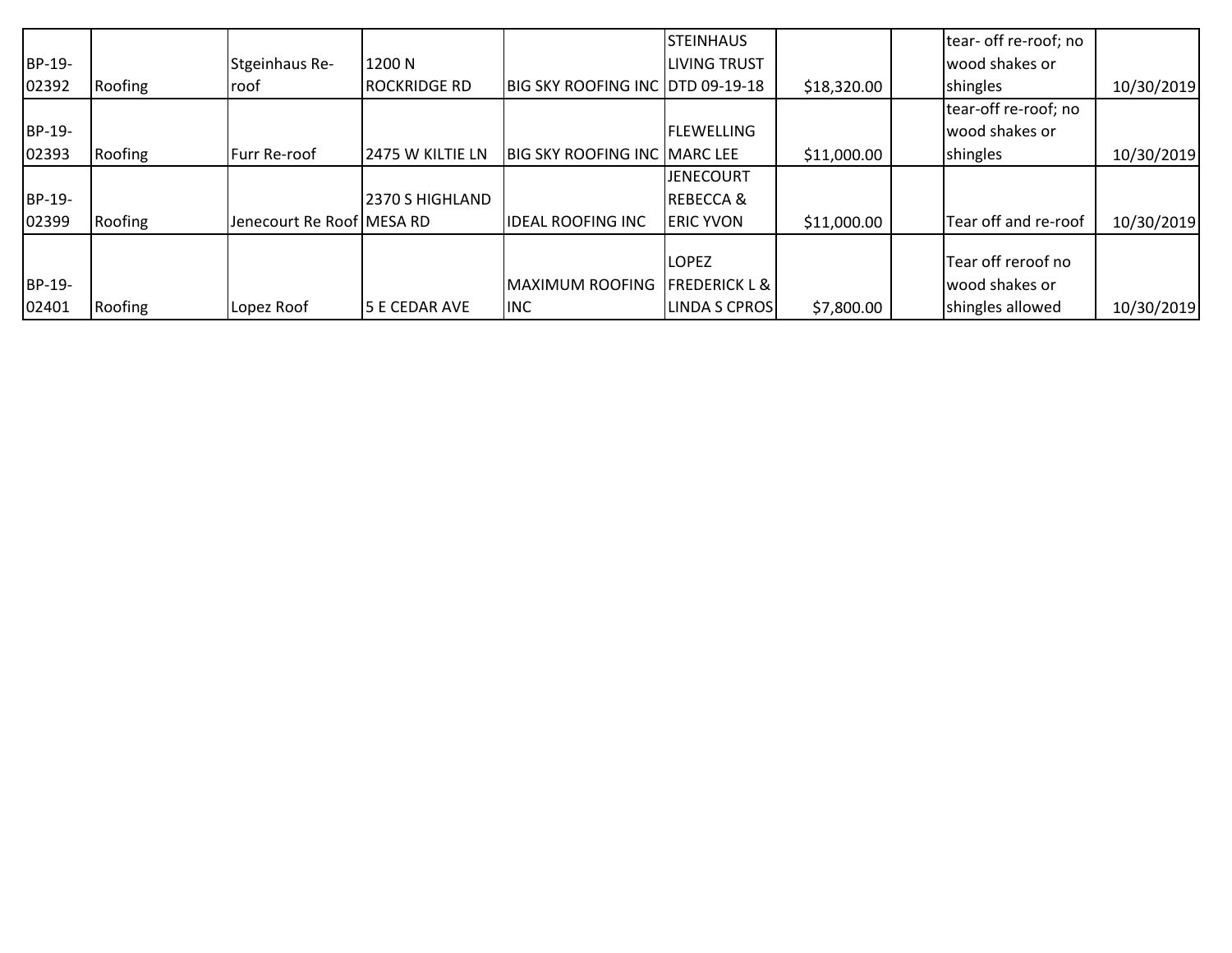| | | | | | | | | | |
|---|---|---|---|---|---|---|---|---|---|
| BP-19-02392 | Roofing | Stgeinhaus Re-roof | 1200 N ROCKRIDGE RD | BIG SKY ROOFING INC | STEINHAUS LIVING TRUST DTD 09-19-18 | $18,320.00 | | tear- off re-roof; no wood shakes or shingles | 10/30/2019 |
| BP-19-02393 | Roofing | Furr Re-roof | 2475 W KILTIE LN | BIG SKY ROOFING INC | FLEWELLING MARC LEE | $11,000.00 | | tear-off re-roof; no wood shakes or shingles | 10/30/2019 |
| BP-19-02399 | Roofing | Jenecourt Re Roof | 2370 S HIGHLAND MESA RD | IDEAL ROOFING INC | JENECOURT REBECCA & ERIC YVON | $11,000.00 | | Tear off and re-roof | 10/30/2019 |
| BP-19-02401 | Roofing | Lopez Roof | 5 E CEDAR AVE | MAXIMUM ROOFING INC | LOPEZ FREDERICK L & LINDA S CPROS | $7,800.00 | | Tear off reroof no wood shakes or shingles allowed | 10/30/2019 |